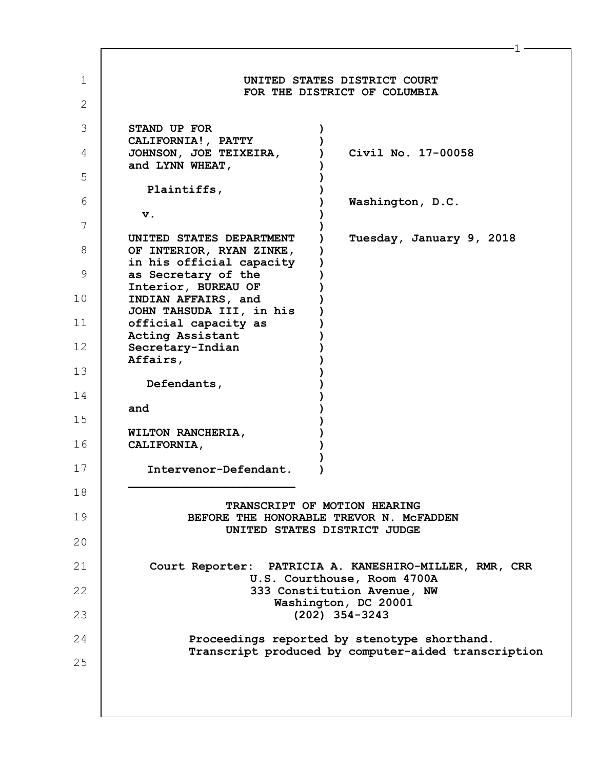**UNITED STATES DISTRICT COURT**
**FOR THE DISTRICT OF COLUMBIA**

| | | |
|---|---|---|
| **STAND UP FOR CALIFORNIA!, PATTY JOHNSON, JOE TEIXEIRA, and LYNN WHEAT,** | ) | **Civil No. 17-00058** |
| **Plaintiffs,** | ) | |
| | ) | **Washington, D.C.** |
| **v.** | ) | |
| **UNITED STATES DEPARTMENT OF INTERIOR, RYAN ZINKE, in his official capacity as Secretary of the Interior, BUREAU OF INDIAN AFFAIRS, and JOHN TAHSUDA III, in his official capacity as Acting Assistant Secretary-Indian Affairs,** | ) | **Tuesday, January 9, 2018** |
| **Defendants,** | ) | |
| **and** | ) | |
| **WILTON RANCHERIA, CALIFORNIA,** | ) | |
| **Intervenor-Defendant.** | ) | |

**TRANSCRIPT OF MOTION HEARING**
**BEFORE THE HONORABLE TREVOR N. McFADDEN**
**UNITED STATES DISTRICT JUDGE**

**Court Reporter: PATRICIA A. KANESHIRO-MILLER, RMR, CRR**
**U.S. Courthouse, Room 4700A**
**333 Constitution Avenue, NW**
**Washington, DC 20001**
**(202) 354-3243**

**Proceedings reported by stenotype shorthand.**
**Transcript produced by computer-aided transcription**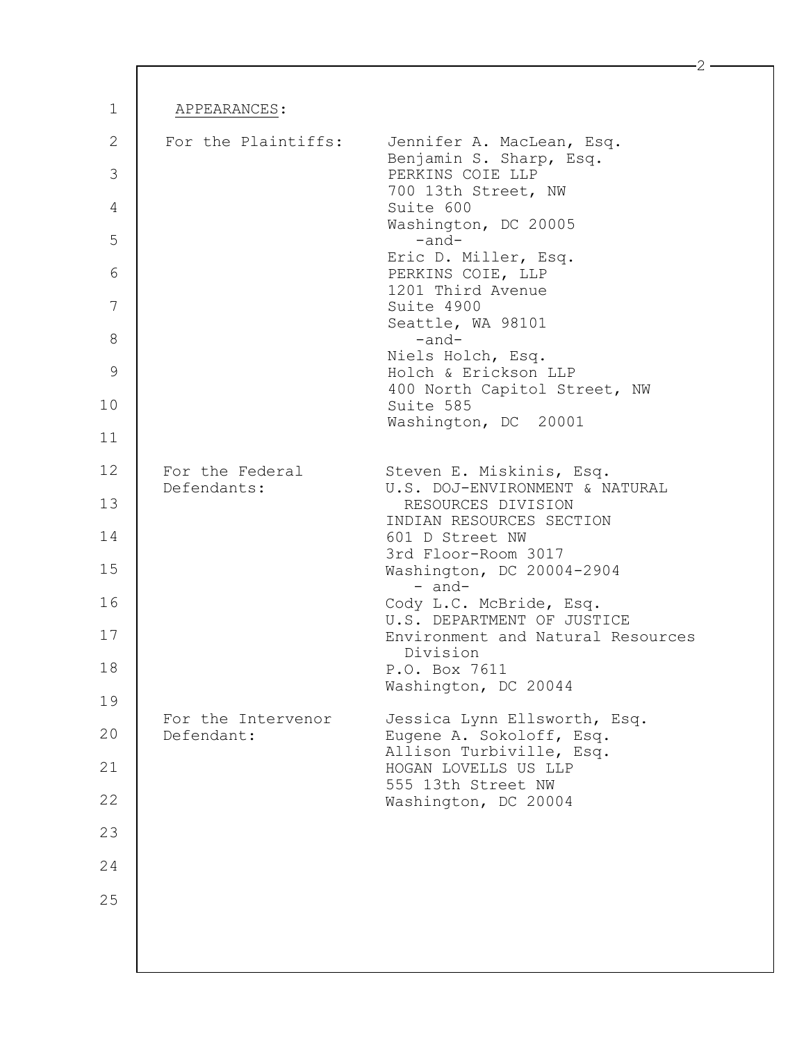APPEARANCES:

**For the Plaintiffs:**

Jennifer A. MacLean, Esq.
Benjamin S. Sharp, Esq.
PERKINS COIE LLP
700 13th Street, NW
Suite 600
Washington, DC 20005

-and-

Eric D. Miller, Esq.
PERKINS COIE, LLP
1201 Third Avenue
Suite 4900
Seattle, WA 98101

-and-

Niels Holch, Esq.
Holch & Erickson LLP
400 North Capitol Street, NW
Suite 585
Washington, DC 20001

**For the Federal Defendants:**

Steven E. Miskinis, Esq.
U.S. DOJ-ENVIRONMENT & NATURAL RESOURCES DIVISION
INDIAN RESOURCES SECTION
601 D Street NW
3rd Floor-Room 3017
Washington, DC 20004-2904

- and-

Cody L.C. McBride, Esq.
U.S. DEPARTMENT OF JUSTICE
Environment and Natural Resources Division
P.O. Box 7611
Washington, DC 20044

**For the Intervenor Defendant:**

Jessica Lynn Ellsworth, Esq.
Eugene A. Sokoloff, Esq.
Allison Turbiville, Esq.
HOGAN LOVELLS US LLP
555 13th Street NW
Washington, DC 20004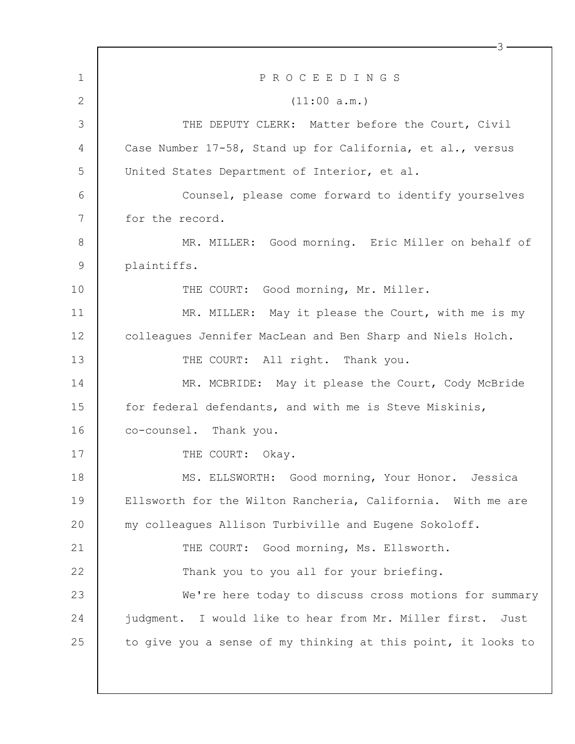P R O C E E D I N G S

(11:00 a.m.)

THE DEPUTY CLERK: Matter before the Court, Civil Case Number 17-58, Stand up for California, et al., versus United States Department of Interior, et al.

Counsel, please come forward to identify yourselves for the record.

MR. MILLER: Good morning. Eric Miller on behalf of plaintiffs.

THE COURT: Good morning, Mr. Miller.

MR. MILLER: May it please the Court, with me is my colleagues Jennifer MacLean and Ben Sharp and Niels Holch.

THE COURT: All right. Thank you.

MR. MCBRIDE: May it please the Court, Cody McBride for federal defendants, and with me is Steve Miskinis, co-counsel. Thank you.

THE COURT: Okay.

MS. ELLSWORTH: Good morning, Your Honor. Jessica Ellsworth for the Wilton Rancheria, California. With me are my colleagues Allison Turbiville and Eugene Sokoloff.

THE COURT: Good morning, Ms. Ellsworth.

Thank you to you all for your briefing.

We're here today to discuss cross motions for summary judgment. I would like to hear from Mr. Miller first. Just to give you a sense of my thinking at this point, it looks to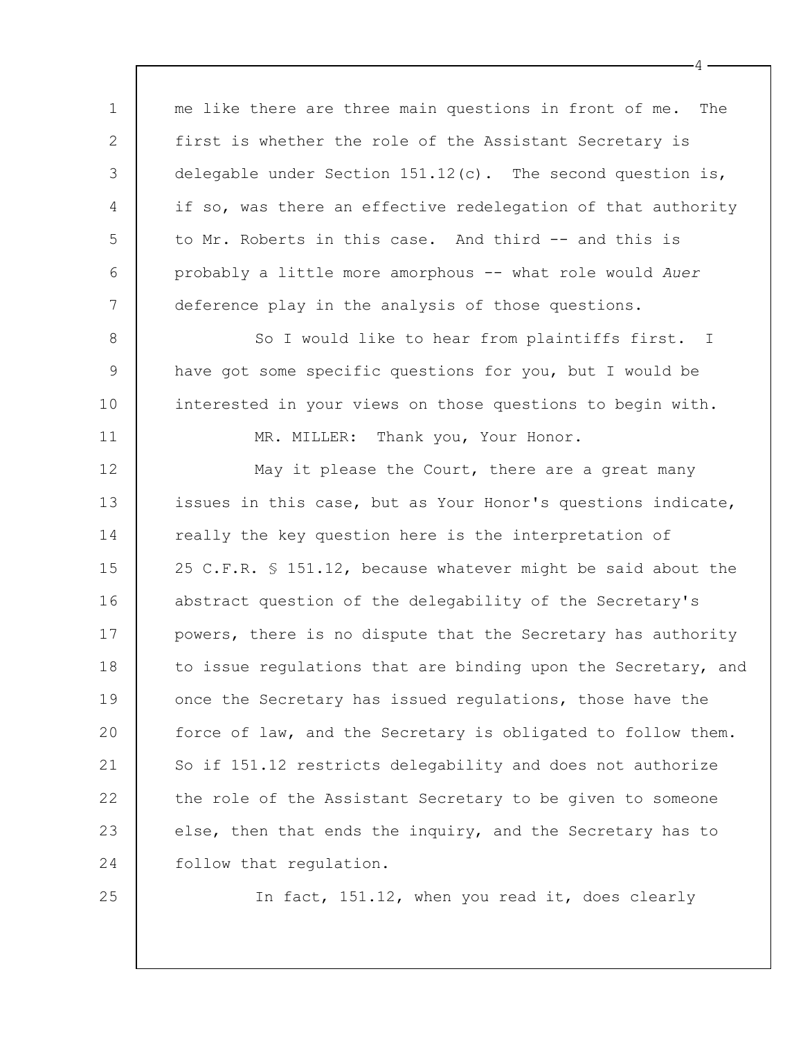me like there are three main questions in front of me. The first is whether the role of the Assistant Secretary is delegable under Section 151.12(c). The second question is, if so, was there an effective redelegation of that authority to Mr. Roberts in this case. And third -- and this is probably a little more amorphous -- what role would *Auer* deference play in the analysis of those questions.

So I would like to hear from plaintiffs first. I have got some specific questions for you, but I would be interested in your views on those questions to begin with.

MR. MILLER: Thank you, Your Honor.

May it please the Court, there are a great many issues in this case, but as Your Honor's questions indicate, really the key question here is the interpretation of 25 C.F.R. § 151.12, because whatever might be said about the abstract question of the delegability of the Secretary's powers, there is no dispute that the Secretary has authority to issue regulations that are binding upon the Secretary, and once the Secretary has issued regulations, those have the force of law, and the Secretary is obligated to follow them. So if 151.12 restricts delegability and does not authorize the role of the Assistant Secretary to be given to someone else, then that ends the inquiry, and the Secretary has to follow that regulation.

In fact, 151.12, when you read it, does clearly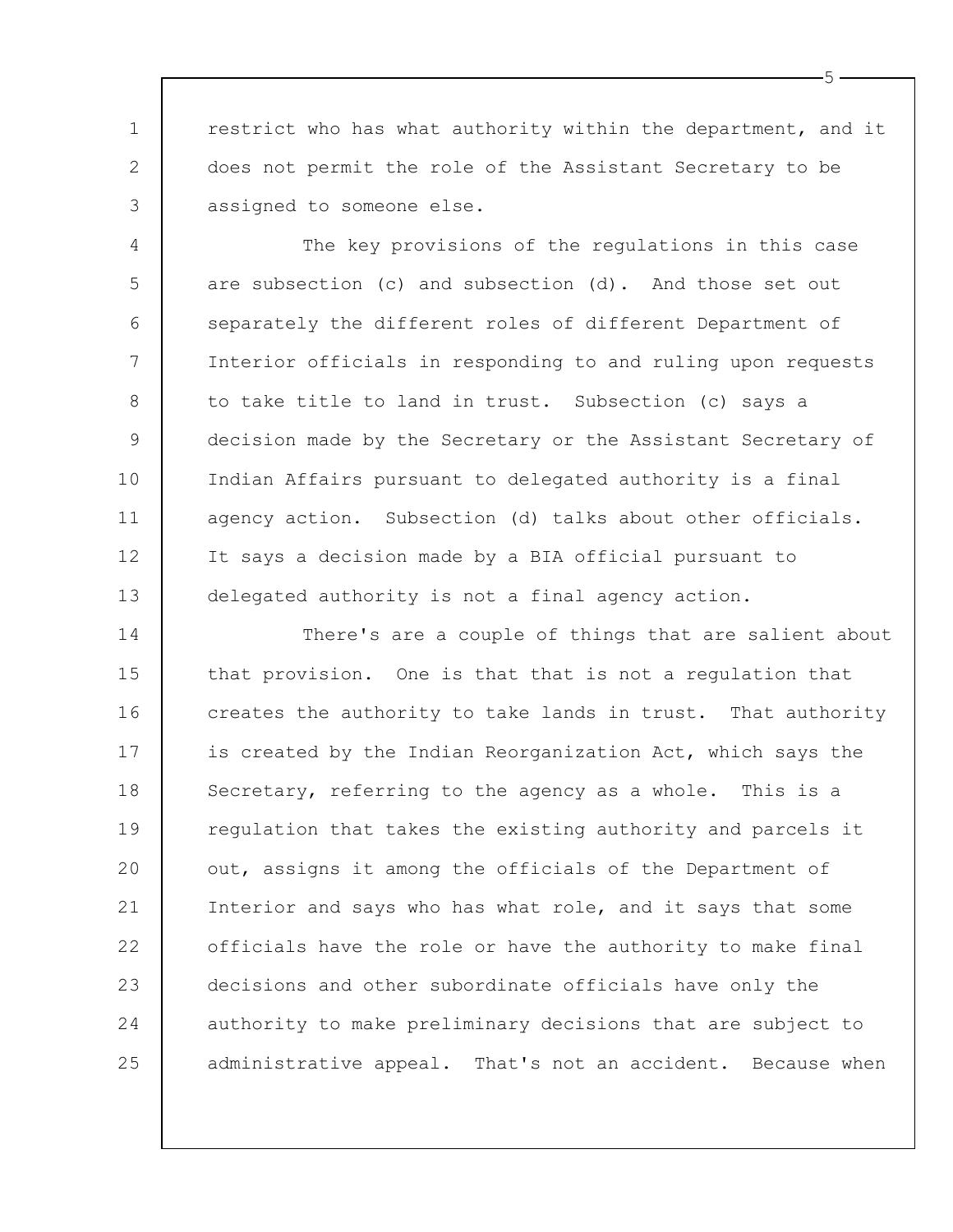restrict who has what authority within the department, and it does not permit the role of the Assistant Secretary to be assigned to someone else.

The key provisions of the regulations in this case are subsection (c) and subsection (d). And those set out separately the different roles of different Department of Interior officials in responding to and ruling upon requests to take title to land in trust. Subsection (c) says a decision made by the Secretary or the Assistant Secretary of Indian Affairs pursuant to delegated authority is a final agency action. Subsection (d) talks about other officials. It says a decision made by a BIA official pursuant to delegated authority is not a final agency action.

There's are a couple of things that are salient about that provision. One is that that is not a regulation that creates the authority to take lands in trust. That authority is created by the Indian Reorganization Act, which says the Secretary, referring to the agency as a whole. This is a regulation that takes the existing authority and parcels it out, assigns it among the officials of the Department of Interior and says who has what role, and it says that some officials have the role or have the authority to make final decisions and other subordinate officials have only the authority to make preliminary decisions that are subject to administrative appeal. That's not an accident. Because when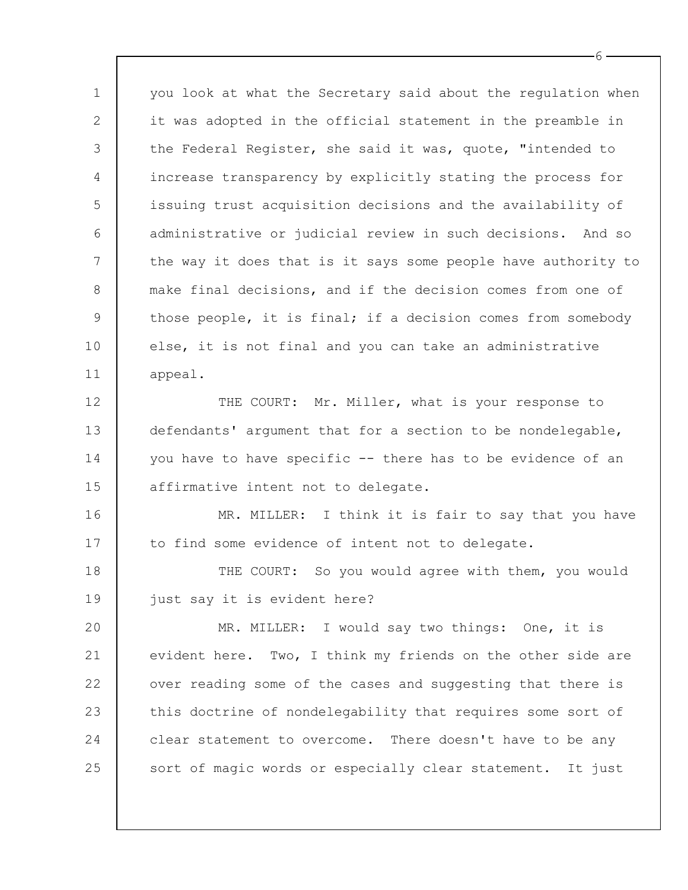you look at what the Secretary said about the regulation when it was adopted in the official statement in the preamble in the Federal Register, she said it was, quote, "intended to increase transparency by explicitly stating the process for issuing trust acquisition decisions and the availability of administrative or judicial review in such decisions. And so the way it does that is it says some people have authority to make final decisions, and if the decision comes from one of those people, it is final; if a decision comes from somebody else, it is not final and you can take an administrative appeal.

THE COURT: Mr. Miller, what is your response to defendants' argument that for a section to be nondelegable, you have to have specific -- there has to be evidence of an affirmative intent not to delegate.

MR. MILLER: I think it is fair to say that you have to find some evidence of intent not to delegate.

THE COURT: So you would agree with them, you would just say it is evident here?

MR. MILLER: I would say two things: One, it is evident here. Two, I think my friends on the other side are over reading some of the cases and suggesting that there is this doctrine of nondelegability that requires some sort of clear statement to overcome. There doesn't have to be any sort of magic words or especially clear statement. It just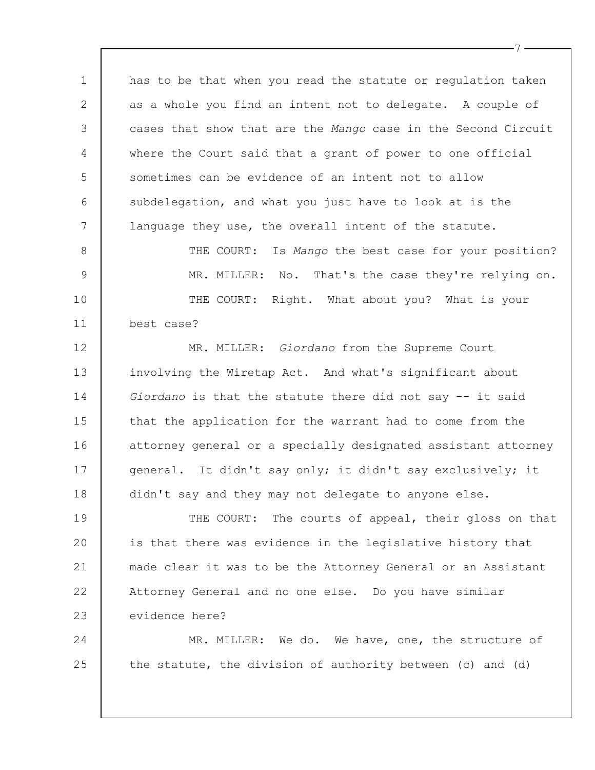has to be that when you read the statute or regulation taken as a whole you find an intent not to delegate. A couple of cases that show that are the *Mango* case in the Second Circuit where the Court said that a grant of power to one official sometimes can be evidence of an intent not to allow subdelegation, and what you just have to look at is the language they use, the overall intent of the statute.

THE COURT: Is *Mango* the best case for your position?

MR. MILLER: No. That's the case they're relying on.

THE COURT: Right. What about you? What is your best case?

MR. MILLER: *Giordano* from the Supreme Court involving the Wiretap Act. And what's significant about *Giordano* is that the statute there did not say -- it said that the application for the warrant had to come from the attorney general or a specially designated assistant attorney general. It didn't say only; it didn't say exclusively; it didn't say and they may not delegate to anyone else.

THE COURT: The courts of appeal, their gloss on that is that there was evidence in the legislative history that made clear it was to be the Attorney General or an Assistant Attorney General and no one else. Do you have similar evidence here?

MR. MILLER: We do. We have, one, the structure of the statute, the division of authority between (c) and (d)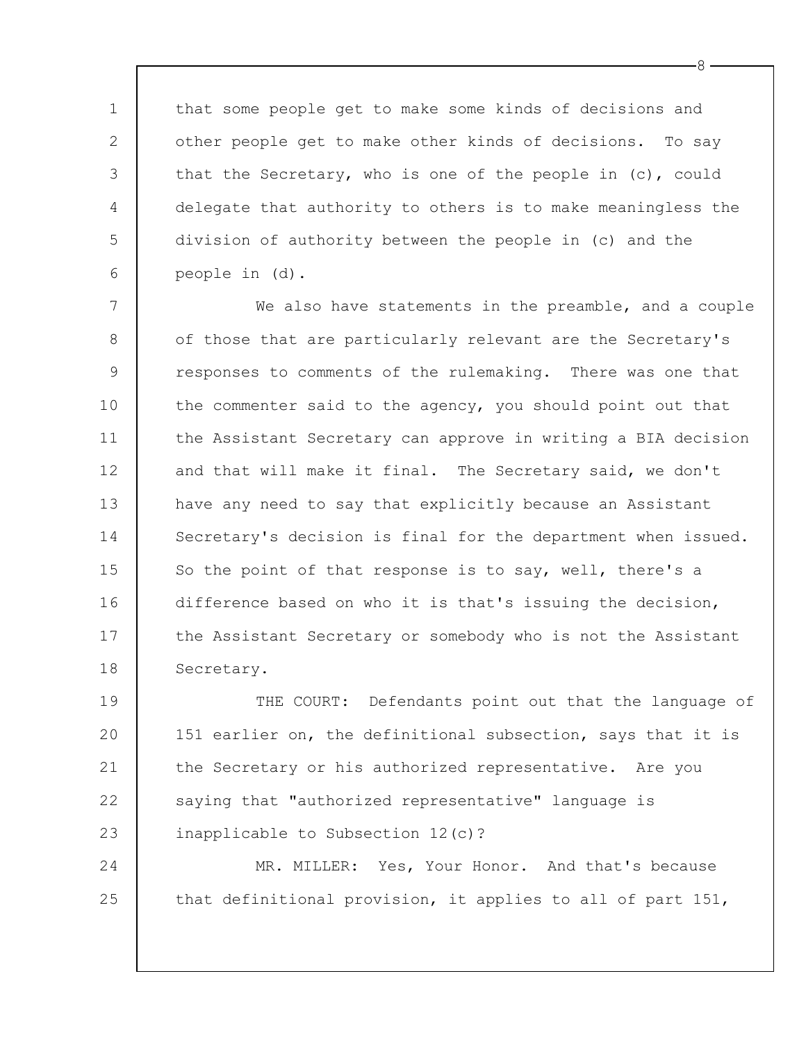that some people get to make some kinds of decisions and other people get to make other kinds of decisions. To say that the Secretary, who is one of the people in (c), could delegate that authority to others is to make meaningless the division of authority between the people in (c) and the people in (d).

We also have statements in the preamble, and a couple of those that are particularly relevant are the Secretary's responses to comments of the rulemaking. There was one that the commenter said to the agency, you should point out that the Assistant Secretary can approve in writing a BIA decision and that will make it final. The Secretary said, we don't have any need to say that explicitly because an Assistant Secretary's decision is final for the department when issued. So the point of that response is to say, well, there's a difference based on who it is that's issuing the decision, the Assistant Secretary or somebody who is not the Assistant Secretary.

THE COURT: Defendants point out that the language of 151 earlier on, the definitional subsection, says that it is the Secretary or his authorized representative. Are you saying that "authorized representative" language is inapplicable to Subsection 12(c)?

MR. MILLER: Yes, Your Honor. And that's because that definitional provision, it applies to all of part 151,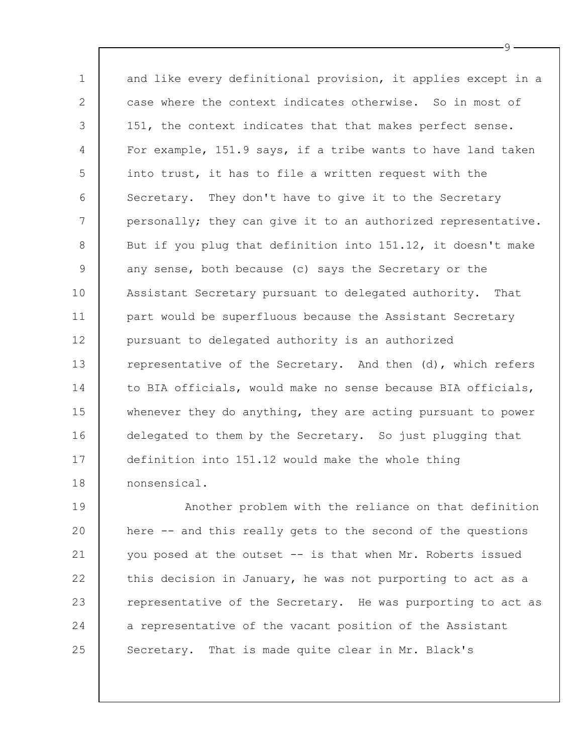and like every definitional provision, it applies except in a case where the context indicates otherwise. So in most of 151, the context indicates that that makes perfect sense. For example, 151.9 says, if a tribe wants to have land taken into trust, it has to file a written request with the Secretary. They don't have to give it to the Secretary personally; they can give it to an authorized representative. But if you plug that definition into 151.12, it doesn't make any sense, both because (c) says the Secretary or the Assistant Secretary pursuant to delegated authority. That part would be superfluous because the Assistant Secretary pursuant to delegated authority is an authorized representative of the Secretary. And then (d), which refers to BIA officials, would make no sense because BIA officials, whenever they do anything, they are acting pursuant to power delegated to them by the Secretary. So just plugging that definition into 151.12 would make the whole thing nonsensical.

Another problem with the reliance on that definition here -- and this really gets to the second of the questions you posed at the outset -- is that when Mr. Roberts issued this decision in January, he was not purporting to act as a representative of the Secretary. He was purporting to act as a representative of the vacant position of the Assistant Secretary. That is made quite clear in Mr. Black's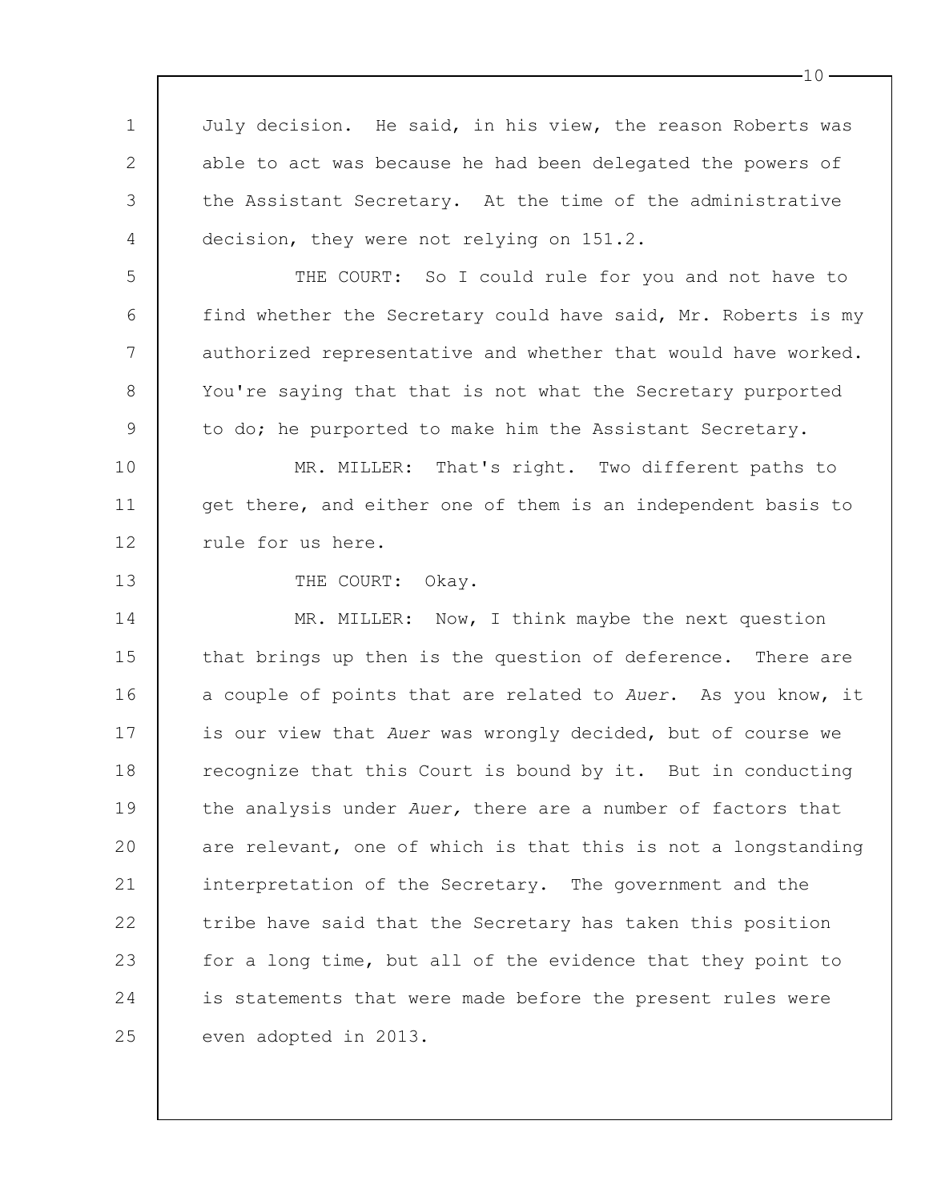July decision. He said, in his view, the reason Roberts was able to act was because he had been delegated the powers of the Assistant Secretary. At the time of the administrative decision, they were not relying on 151.2.

THE COURT: So I could rule for you and not have to find whether the Secretary could have said, Mr. Roberts is my authorized representative and whether that would have worked. You're saying that that is not what the Secretary purported to do; he purported to make him the Assistant Secretary.

MR. MILLER: That's right. Two different paths to get there, and either one of them is an independent basis to rule for us here.

THE COURT: Okay.

MR. MILLER: Now, I think maybe the next question that brings up then is the question of deference. There are a couple of points that are related to *Auer*. As you know, it is our view that *Auer* was wrongly decided, but of course we recognize that this Court is bound by it. But in conducting the analysis under *Auer,* there are a number of factors that are relevant, one of which is that this is not a longstanding interpretation of the Secretary. The government and the tribe have said that the Secretary has taken this position for a long time, but all of the evidence that they point to is statements that were made before the present rules were even adopted in 2013.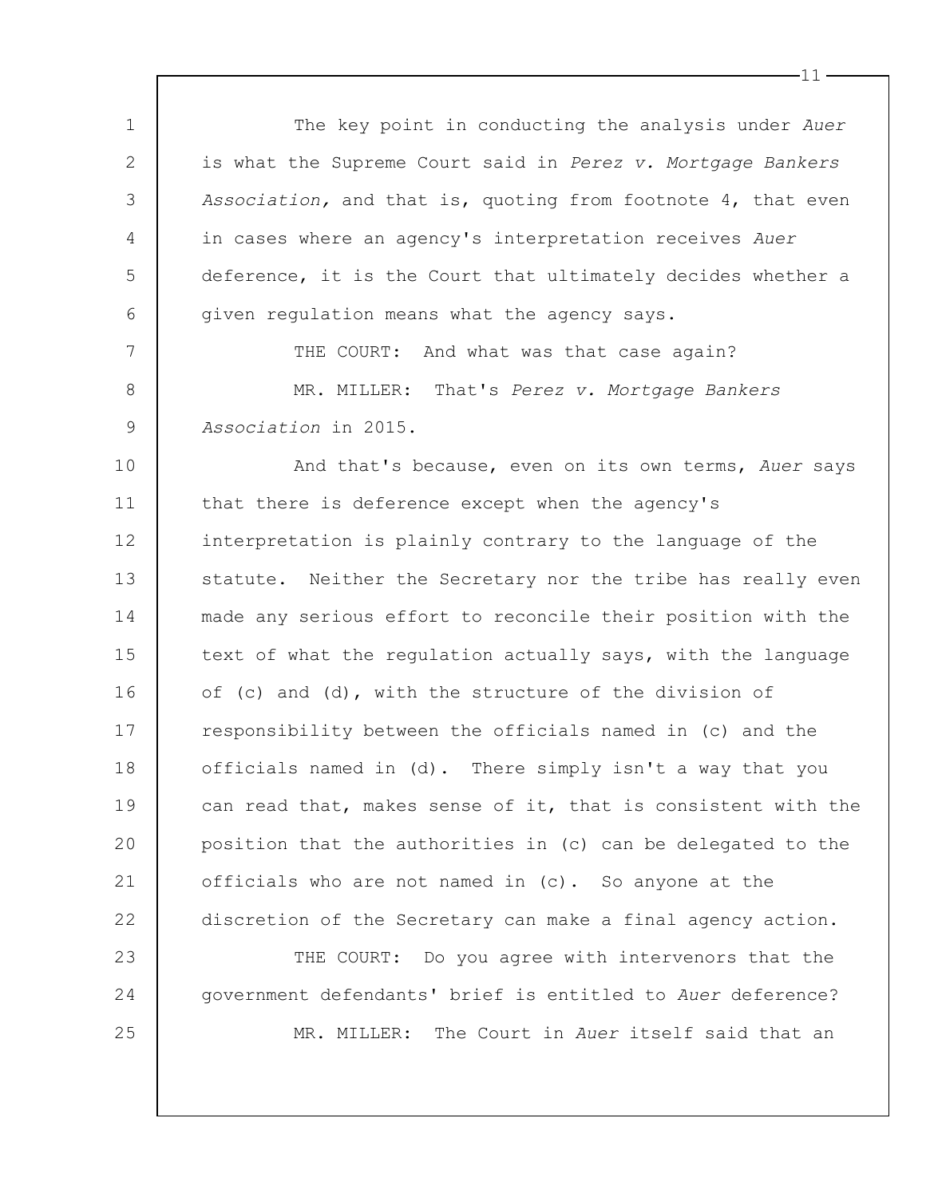The key point in conducting the analysis under *Auer* is what the Supreme Court said in *Perez v. Mortgage Bankers Association,* and that is, quoting from footnote 4, that even in cases where an agency's interpretation receives *Auer* deference, it is the Court that ultimately decides whether a given regulation means what the agency says.

THE COURT: And what was that case again?

MR. MILLER: That's *Perez v. Mortgage Bankers Association* in 2015.

And that's because, even on its own terms, *Auer* says that there is deference except when the agency's interpretation is plainly contrary to the language of the statute. Neither the Secretary nor the tribe has really even made any serious effort to reconcile their position with the text of what the regulation actually says, with the language of (c) and (d), with the structure of the division of responsibility between the officials named in (c) and the officials named in (d). There simply isn't a way that you can read that, makes sense of it, that is consistent with the position that the authorities in (c) can be delegated to the officials who are not named in (c). So anyone at the discretion of the Secretary can make a final agency action.

THE COURT: Do you agree with intervenors that the government defendants' brief is entitled to *Auer* deference?

MR. MILLER: The Court in *Auer* itself said that an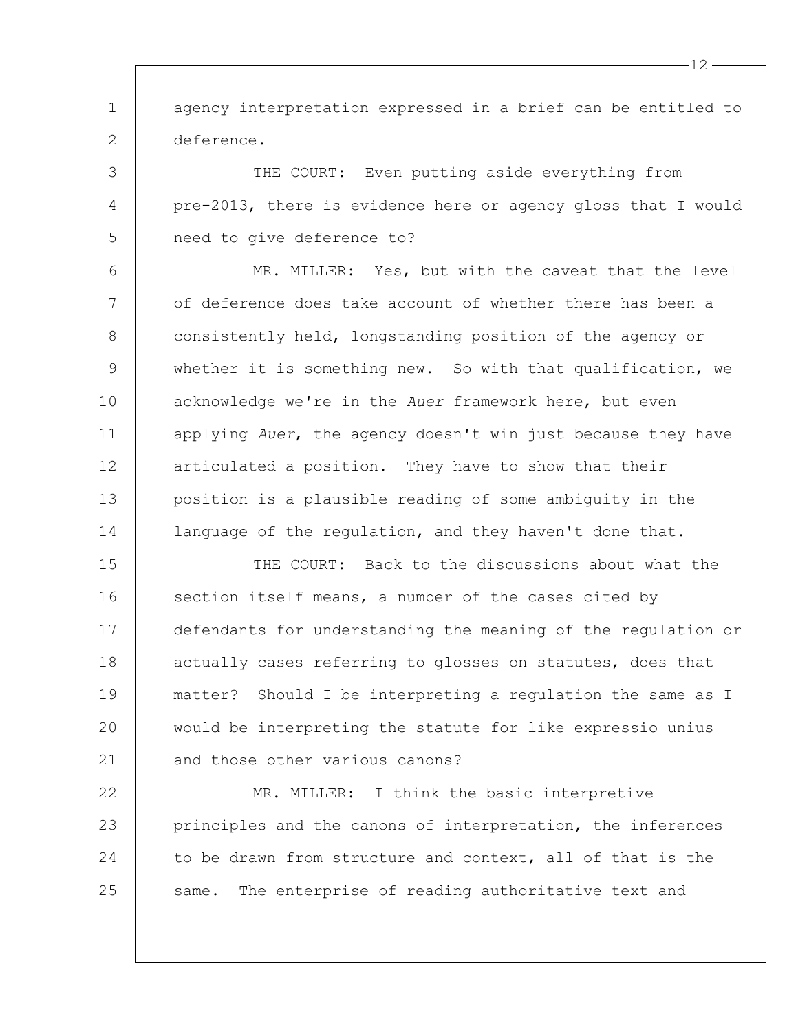agency interpretation expressed in a brief can be entitled to deference.

THE COURT: Even putting aside everything from pre-2013, there is evidence here or agency gloss that I would need to give deference to?

MR. MILLER: Yes, but with the caveat that the level of deference does take account of whether there has been a consistently held, longstanding position of the agency or whether it is something new. So with that qualification, we acknowledge we're in the *Auer* framework here, but even applying *Auer*, the agency doesn't win just because they have articulated a position. They have to show that their position is a plausible reading of some ambiguity in the language of the regulation, and they haven't done that.

THE COURT: Back to the discussions about what the section itself means, a number of the cases cited by defendants for understanding the meaning of the regulation or actually cases referring to glosses on statutes, does that matter? Should I be interpreting a regulation the same as I would be interpreting the statute for like expressio unius and those other various canons?

MR. MILLER: I think the basic interpretive principles and the canons of interpretation, the inferences to be drawn from structure and context, all of that is the same. The enterprise of reading authoritative text and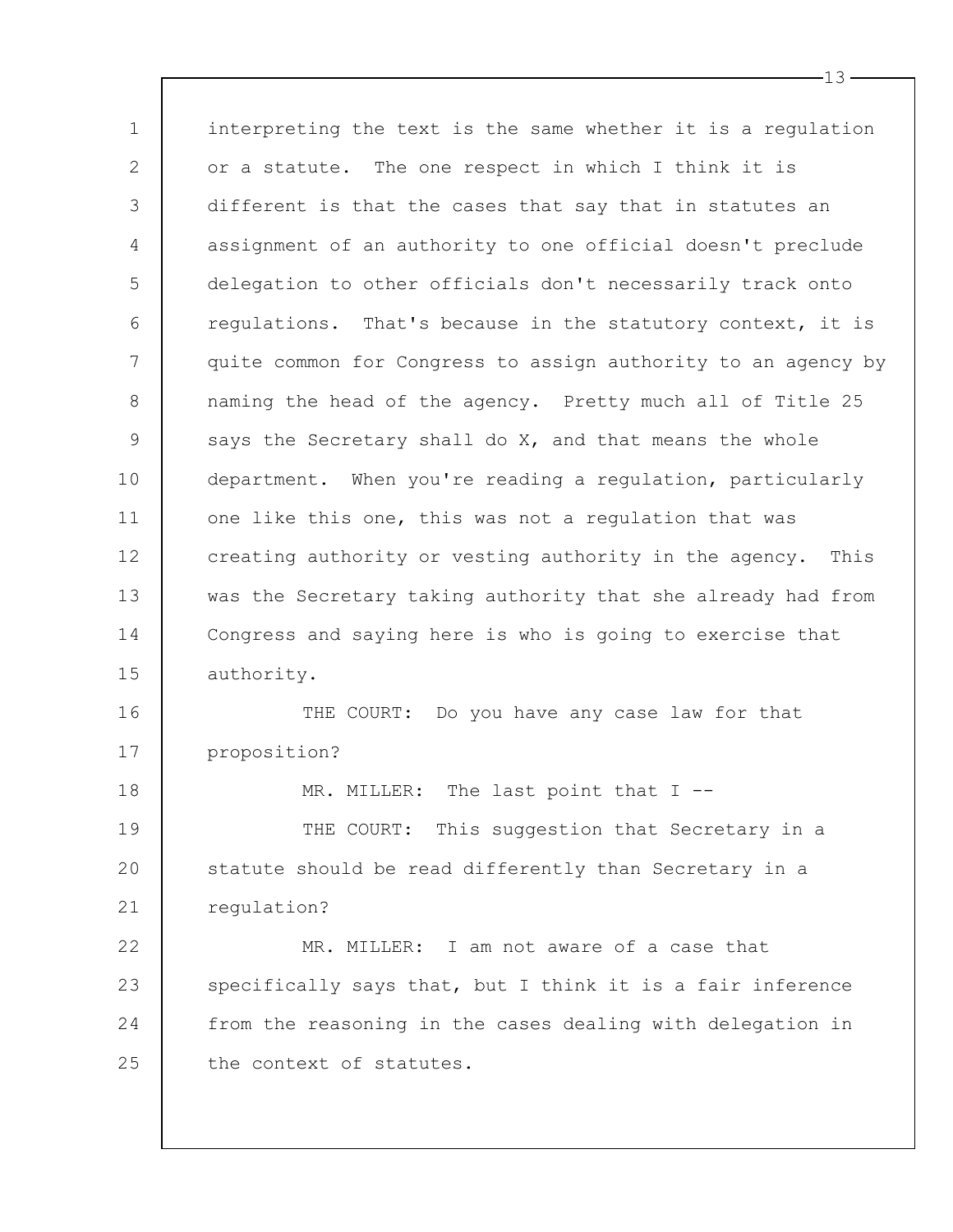interpreting the text is the same whether it is a regulation or a statute. The one respect in which I think it is different is that the cases that say that in statutes an assignment of an authority to one official doesn't preclude delegation to other officials don't necessarily track onto regulations. That's because in the statutory context, it is quite common for Congress to assign authority to an agency by naming the head of the agency. Pretty much all of Title 25 says the Secretary shall do X, and that means the whole department. When you're reading a regulation, particularly one like this one, this was not a regulation that was creating authority or vesting authority in the agency. This was the Secretary taking authority that she already had from Congress and saying here is who is going to exercise that authority.

THE COURT: Do you have any case law for that proposition?

MR. MILLER: The last point that I --

THE COURT: This suggestion that Secretary in a statute should be read differently than Secretary in a regulation?

MR. MILLER: I am not aware of a case that specifically says that, but I think it is a fair inference from the reasoning in the cases dealing with delegation in the context of statutes.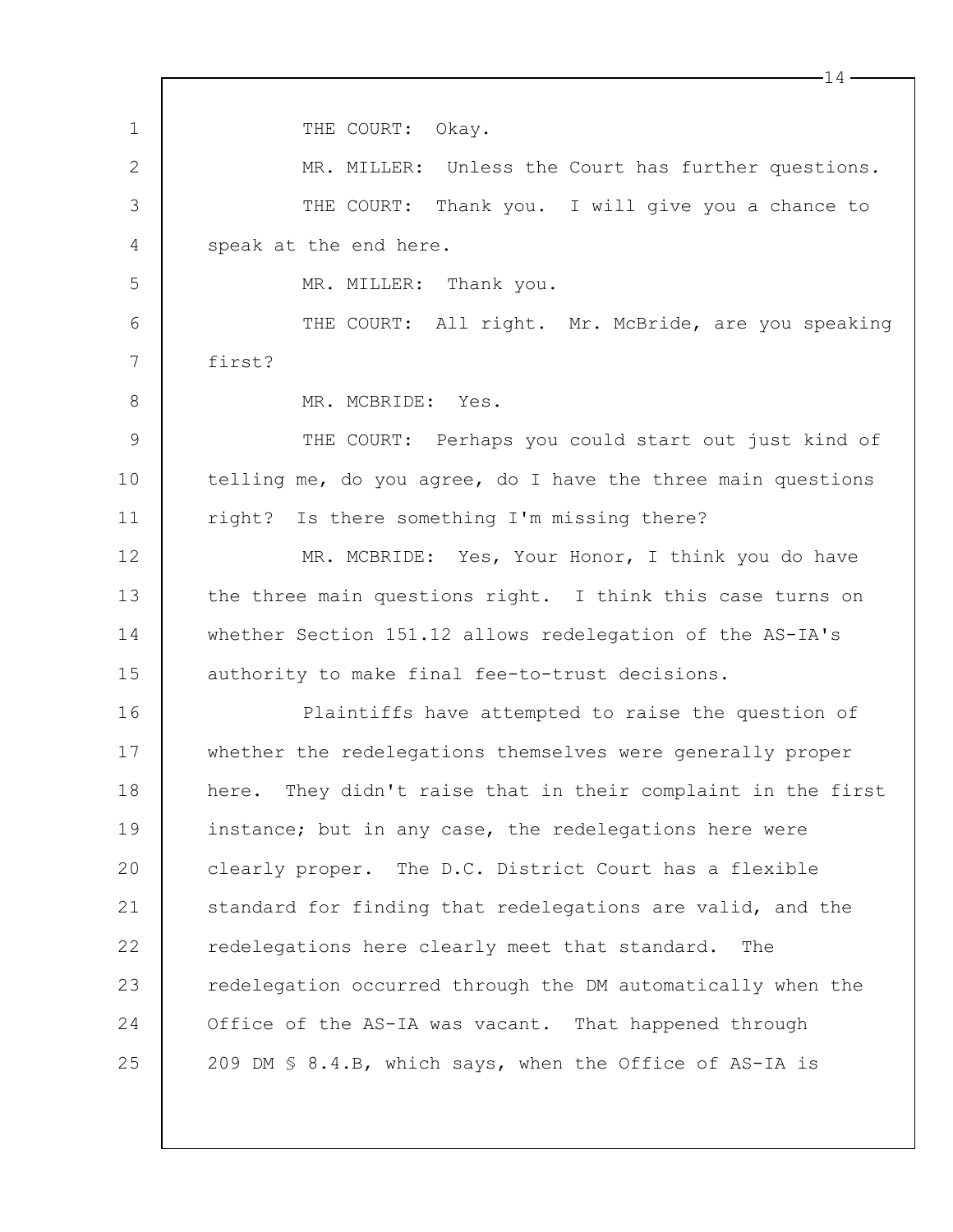THE COURT: Okay.

MR. MILLER: Unless the Court has further questions.

THE COURT: Thank you. I will give you a chance to speak at the end here.

MR. MILLER: Thank you.

THE COURT: All right. Mr. McBride, are you speaking first?

MR. MCBRIDE: Yes.

THE COURT: Perhaps you could start out just kind of telling me, do you agree, do I have the three main questions right? Is there something I'm missing there?

MR. MCBRIDE: Yes, Your Honor, I think you do have the three main questions right. I think this case turns on whether Section 151.12 allows redelegation of the AS-IA's authority to make final fee-to-trust decisions.

Plaintiffs have attempted to raise the question of whether the redelegations themselves were generally proper here. They didn't raise that in their complaint in the first instance; but in any case, the redelegations here were clearly proper. The D.C. District Court has a flexible standard for finding that redelegations are valid, and the redelegations here clearly meet that standard. The redelegation occurred through the DM automatically when the Office of the AS-IA was vacant. That happened through 209 DM § 8.4.B, which says, when the Office of AS-IA is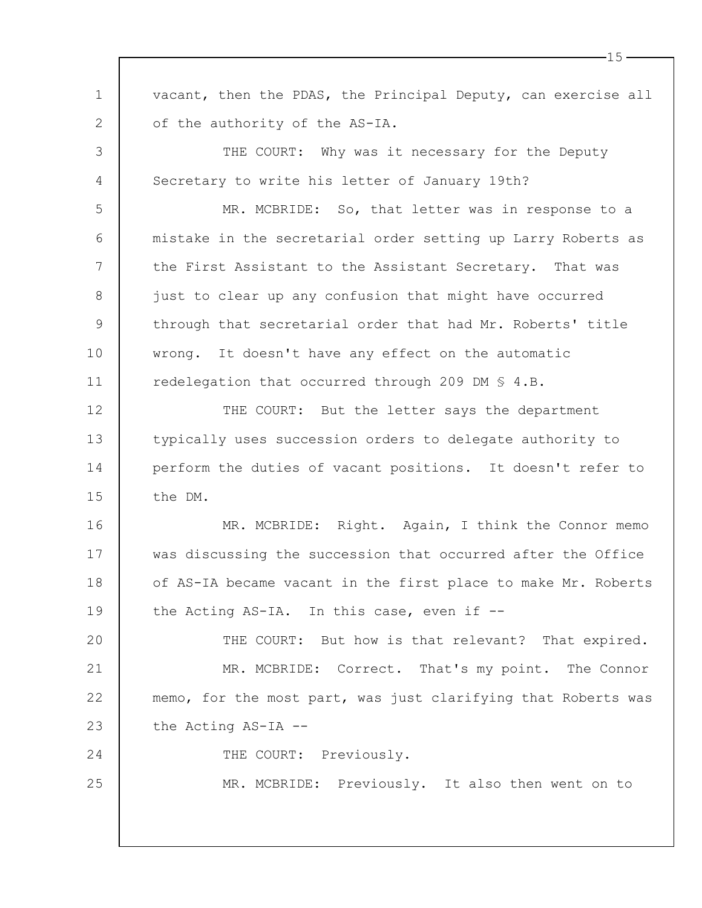vacant, then the PDAS, the Principal Deputy, can exercise all of the authority of the AS-IA.

THE COURT: Why was it necessary for the Deputy Secretary to write his letter of January 19th?

MR. MCBRIDE: So, that letter was in response to a mistake in the secretarial order setting up Larry Roberts as the First Assistant to the Assistant Secretary. That was just to clear up any confusion that might have occurred through that secretarial order that had Mr. Roberts' title wrong. It doesn't have any effect on the automatic redelegation that occurred through 209 DM § 4.B.

THE COURT: But the letter says the department typically uses succession orders to delegate authority to perform the duties of vacant positions. It doesn't refer to the DM.

MR. MCBRIDE: Right. Again, I think the Connor memo was discussing the succession that occurred after the Office of AS-IA became vacant in the first place to make Mr. Roberts the Acting AS-IA. In this case, even if --

THE COURT: But how is that relevant? That expired.

MR. MCBRIDE: Correct. That's my point. The Connor memo, for the most part, was just clarifying that Roberts was the Acting AS-IA --

THE COURT: Previously.

MR. MCBRIDE: Previously. It also then went on to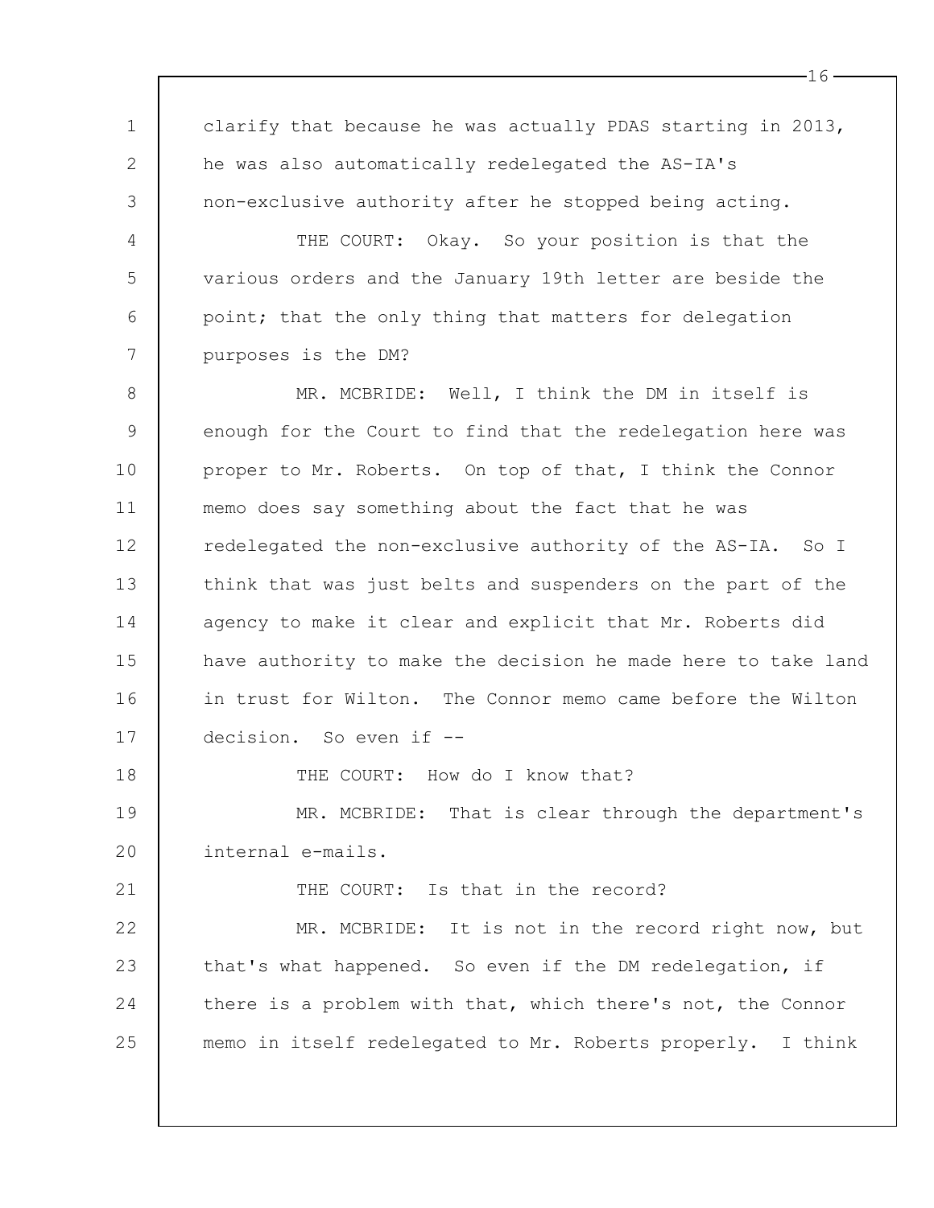clarify that because he was actually PDAS starting in 2013, he was also automatically redelegated the AS-IA's non-exclusive authority after he stopped being acting.

THE COURT: Okay. So your position is that the various orders and the January 19th letter are beside the point; that the only thing that matters for delegation purposes is the DM?

MR. MCBRIDE: Well, I think the DM in itself is enough for the Court to find that the redelegation here was proper to Mr. Roberts. On top of that, I think the Connor memo does say something about the fact that he was redelegated the non-exclusive authority of the AS-IA. So I think that was just belts and suspenders on the part of the agency to make it clear and explicit that Mr. Roberts did have authority to make the decision he made here to take land in trust for Wilton. The Connor memo came before the Wilton decision. So even if --

THE COURT: How do I know that?

MR. MCBRIDE: That is clear through the department's internal e-mails.

THE COURT: Is that in the record?

MR. MCBRIDE: It is not in the record right now, but that's what happened. So even if the DM redelegation, if there is a problem with that, which there's not, the Connor memo in itself redelegated to Mr. Roberts properly. I think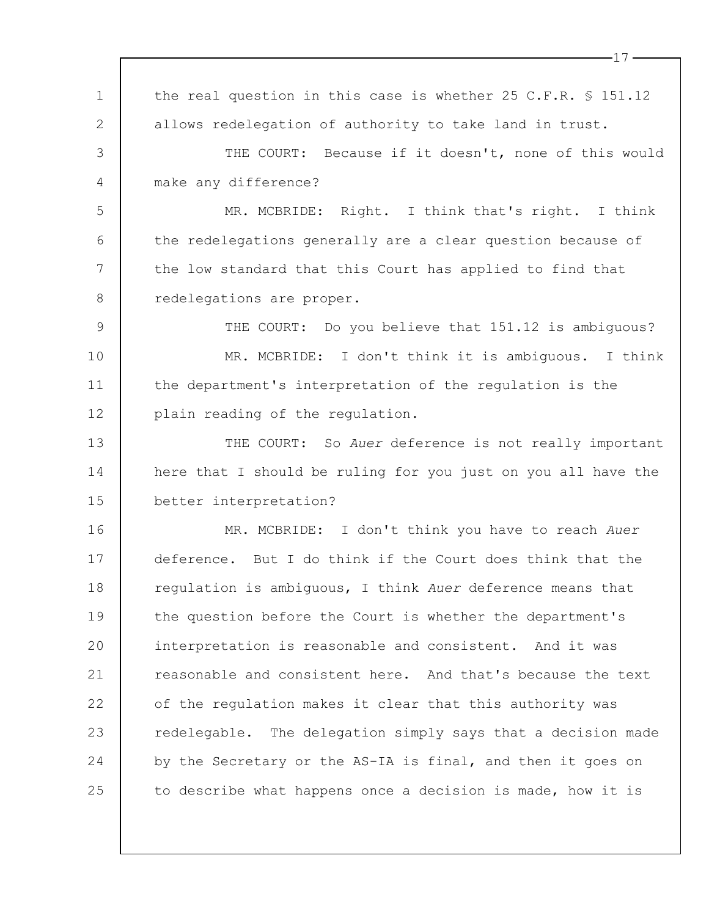the real question in this case is whether 25 C.F.R. § 151.12 allows redelegation of authority to take land in trust.

THE COURT: Because if it doesn't, none of this would make any difference?

MR. MCBRIDE: Right. I think that's right. I think the redelegations generally are a clear question because of the low standard that this Court has applied to find that redelegations are proper.

THE COURT: Do you believe that 151.12 is ambiguous?

MR. MCBRIDE: I don't think it is ambiguous. I think the department's interpretation of the regulation is the plain reading of the regulation.

THE COURT: So *Auer* deference is not really important here that I should be ruling for you just on you all have the better interpretation?

MR. MCBRIDE: I don't think you have to reach *Auer* deference. But I do think if the Court does think that the regulation is ambiguous, I think *Auer* deference means that the question before the Court is whether the department's interpretation is reasonable and consistent. And it was reasonable and consistent here. And that's because the text of the regulation makes it clear that this authority was redelegable. The delegation simply says that a decision made by the Secretary or the AS-IA is final, and then it goes on to describe what happens once a decision is made, how it is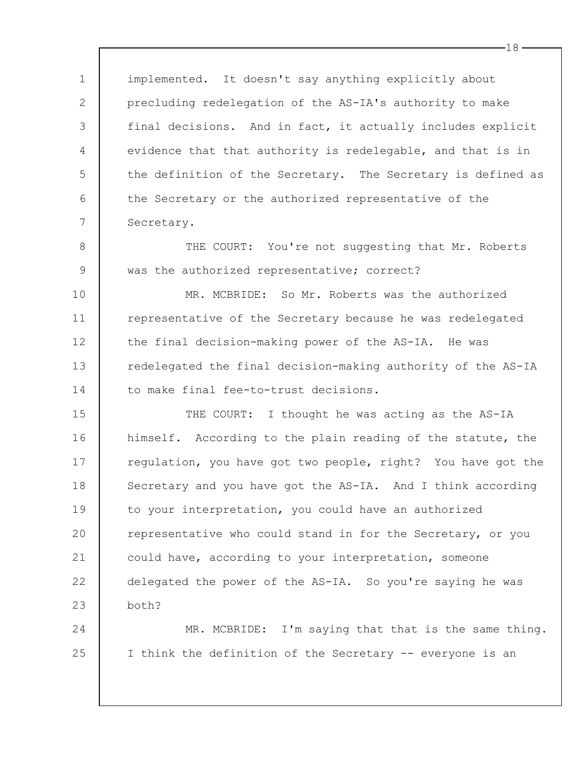implemented. It doesn't say anything explicitly about precluding redelegation of the AS-IA's authority to make final decisions. And in fact, it actually includes explicit evidence that that authority is redelegable, and that is in the definition of the Secretary. The Secretary is defined as the Secretary or the authorized representative of the Secretary.

THE COURT: You're not suggesting that Mr. Roberts was the authorized representative; correct?

MR. MCBRIDE: So Mr. Roberts was the authorized representative of the Secretary because he was redelegated the final decision-making power of the AS-IA. He was redelegated the final decision-making authority of the AS-IA to make final fee-to-trust decisions.

THE COURT: I thought he was acting as the AS-IA himself. According to the plain reading of the statute, the regulation, you have got two people, right? You have got the Secretary and you have got the AS-IA. And I think according to your interpretation, you could have an authorized representative who could stand in for the Secretary, or you could have, according to your interpretation, someone delegated the power of the AS-IA. So you're saying he was both?

MR. MCBRIDE: I'm saying that that is the same thing. I think the definition of the Secretary -- everyone is an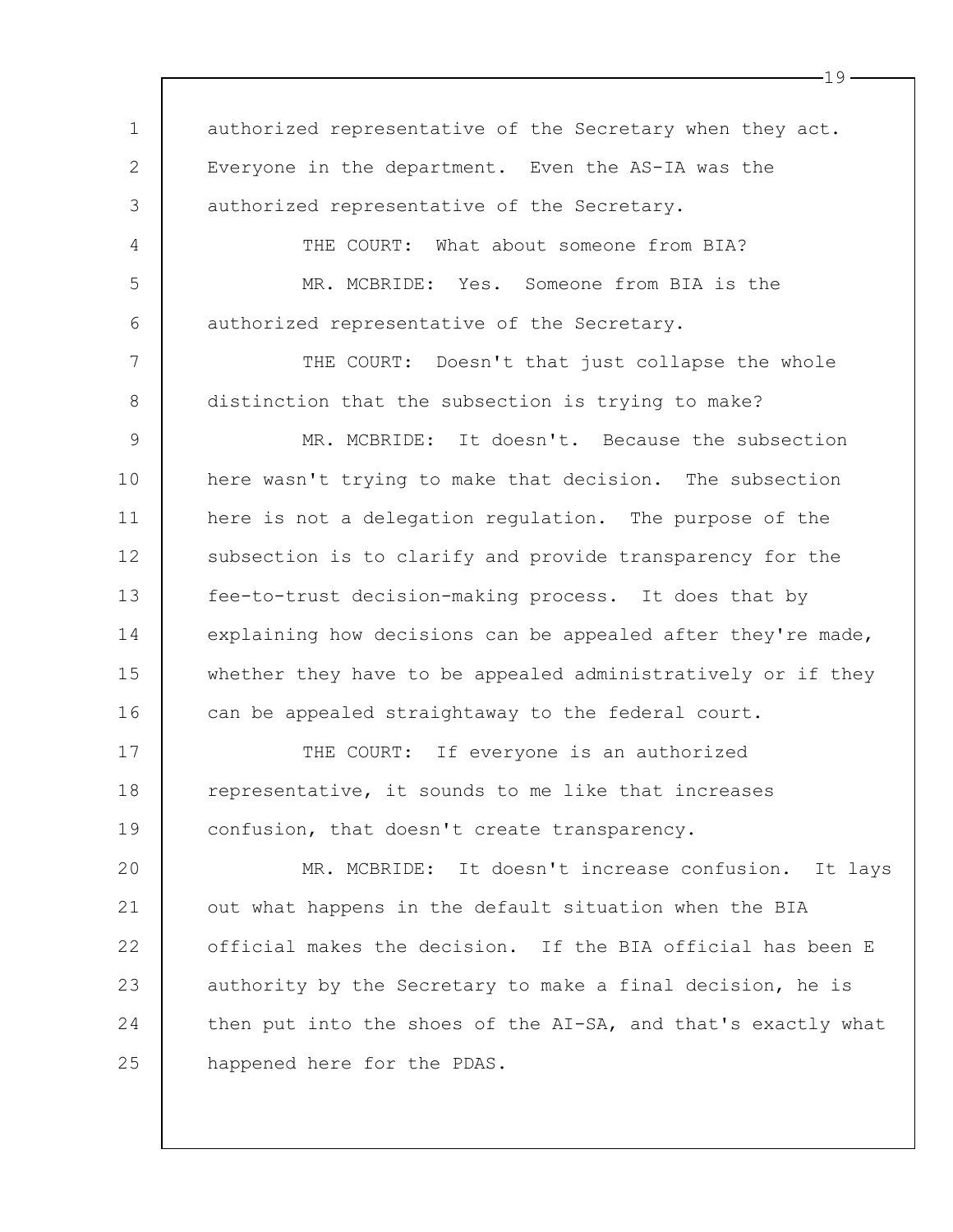authorized representative of the Secretary when they act. Everyone in the department. Even the AS-IA was the authorized representative of the Secretary.

THE COURT: What about someone from BIA?

MR. MCBRIDE: Yes. Someone from BIA is the authorized representative of the Secretary.

THE COURT: Doesn't that just collapse the whole distinction that the subsection is trying to make?

MR. MCBRIDE: It doesn't. Because the subsection here wasn't trying to make that decision. The subsection here is not a delegation regulation. The purpose of the subsection is to clarify and provide transparency for the fee-to-trust decision-making process. It does that by explaining how decisions can be appealed after they're made, whether they have to be appealed administratively or if they can be appealed straightaway to the federal court.

THE COURT: If everyone is an authorized representative, it sounds to me like that increases confusion, that doesn't create transparency.

MR. MCBRIDE: It doesn't increase confusion. It lays out what happens in the default situation when the BIA official makes the decision. If the BIA official has been E authority by the Secretary to make a final decision, he is then put into the shoes of the AI-SA, and that's exactly what happened here for the PDAS.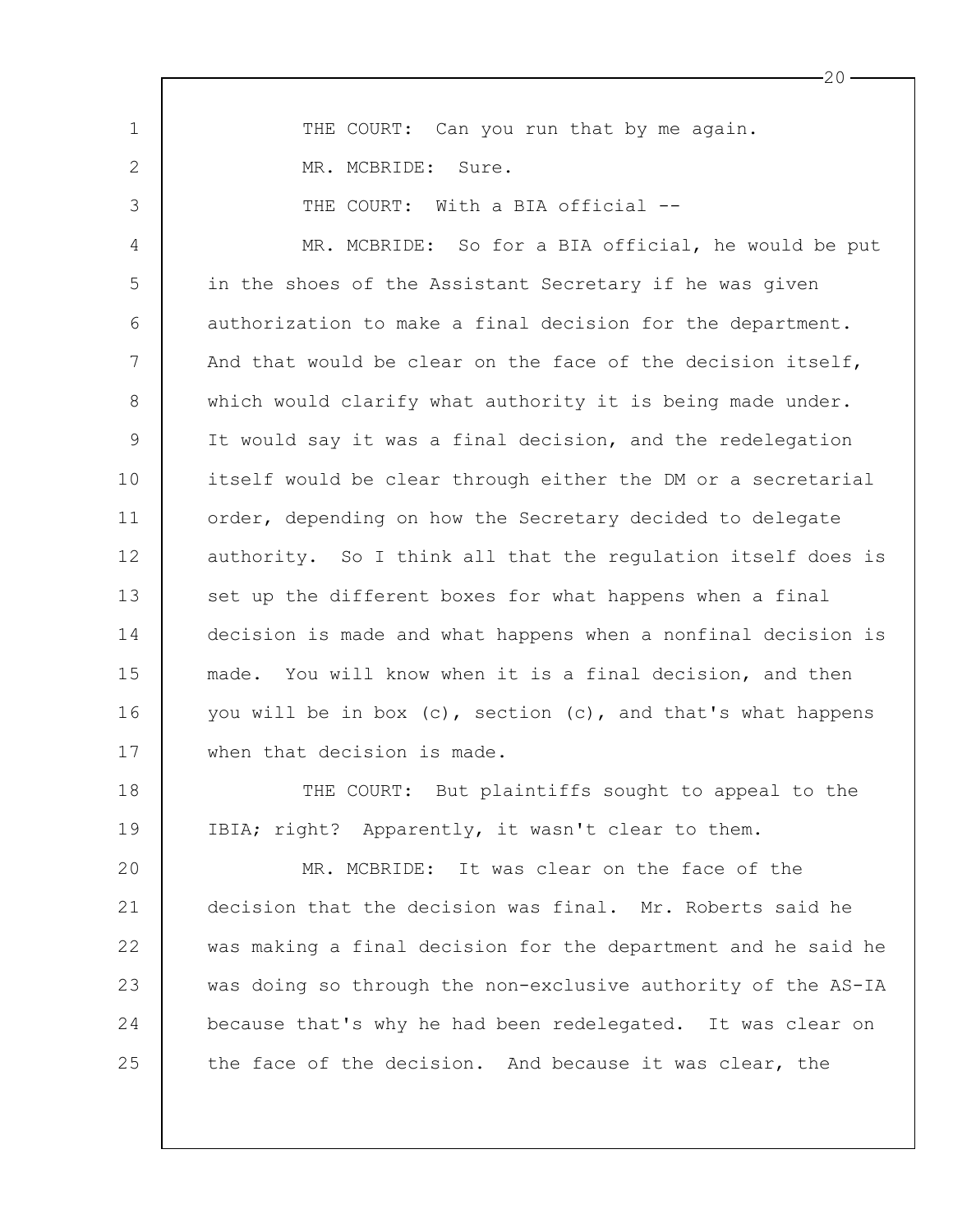THE COURT: Can you run that by me again.

MR. MCBRIDE: Sure.

THE COURT: With a BIA official --

MR. MCBRIDE: So for a BIA official, he would be put in the shoes of the Assistant Secretary if he was given authorization to make a final decision for the department. And that would be clear on the face of the decision itself, which would clarify what authority it is being made under. It would say it was a final decision, and the redelegation itself would be clear through either the DM or a secretarial order, depending on how the Secretary decided to delegate authority. So I think all that the regulation itself does is set up the different boxes for what happens when a final decision is made and what happens when a nonfinal decision is made. You will know when it is a final decision, and then you will be in box (c), section (c), and that's what happens when that decision is made.

THE COURT: But plaintiffs sought to appeal to the IBIA; right? Apparently, it wasn't clear to them.

MR. MCBRIDE: It was clear on the face of the decision that the decision was final. Mr. Roberts said he was making a final decision for the department and he said he was doing so through the non-exclusive authority of the AS-IA because that's why he had been redelegated. It was clear on the face of the decision. And because it was clear, the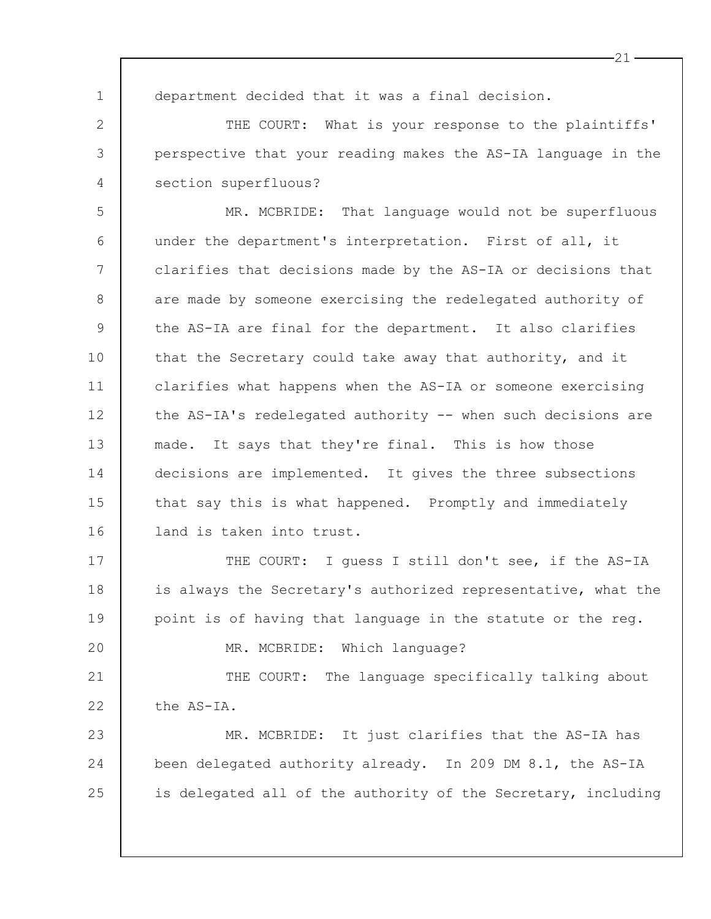department decided that it was a final decision.

THE COURT: What is your response to the plaintiffs' perspective that your reading makes the AS-IA language in the section superfluous?

MR. MCBRIDE: That language would not be superfluous under the department's interpretation. First of all, it clarifies that decisions made by the AS-IA or decisions that are made by someone exercising the redelegated authority of the AS-IA are final for the department. It also clarifies that the Secretary could take away that authority, and it clarifies what happens when the AS-IA or someone exercising the AS-IA's redelegated authority -- when such decisions are made. It says that they're final. This is how those decisions are implemented. It gives the three subsections that say this is what happened. Promptly and immediately land is taken into trust.

THE COURT: I guess I still don't see, if the AS-IA is always the Secretary's authorized representative, what the point is of having that language in the statute or the reg.

MR. MCBRIDE: Which language?

THE COURT: The language specifically talking about the AS-IA.

MR. MCBRIDE: It just clarifies that the AS-IA has been delegated authority already. In 209 DM 8.1, the AS-IA is delegated all of the authority of the Secretary, including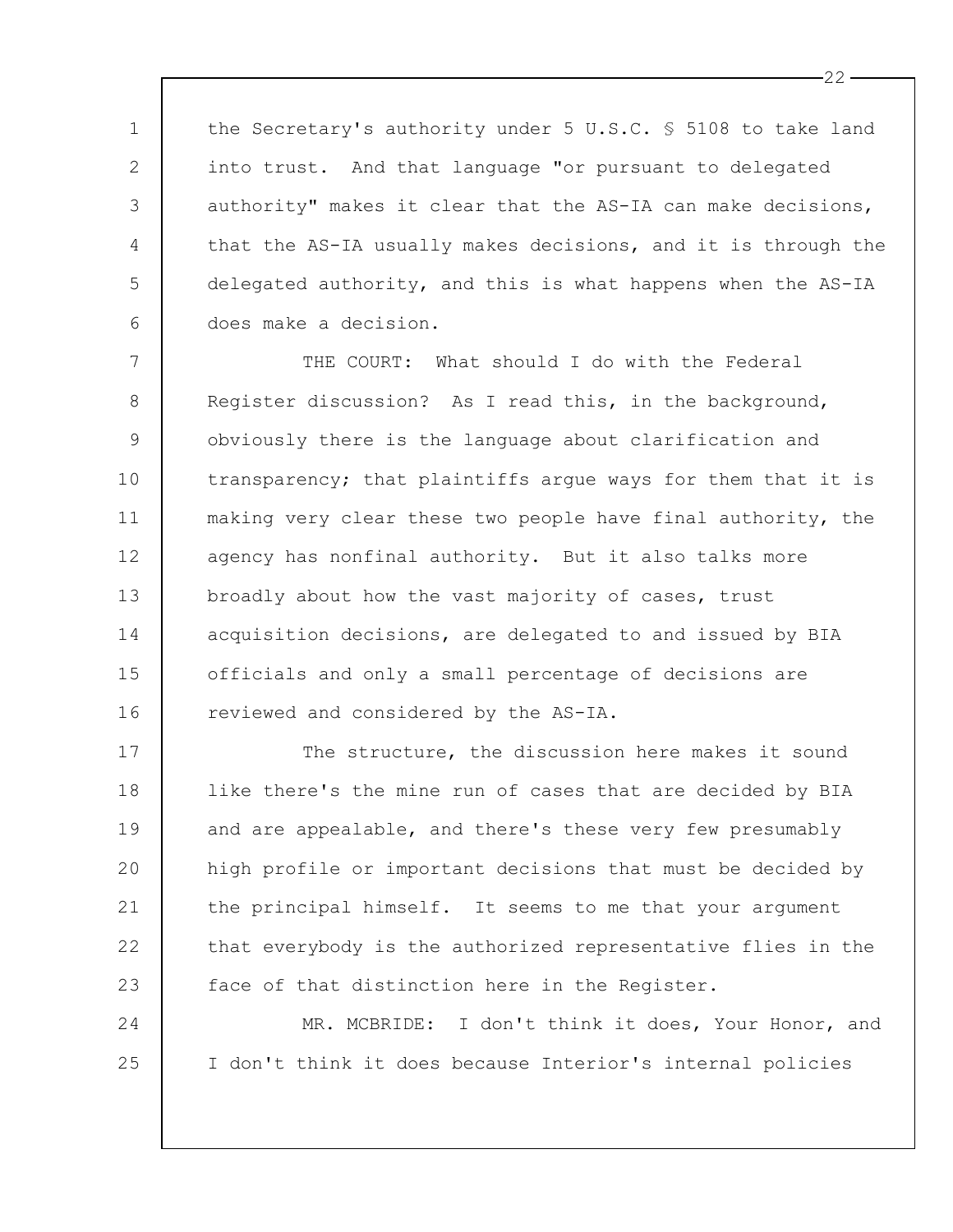the Secretary's authority under 5 U.S.C. § 5108 to take land into trust. And that language "or pursuant to delegated authority" makes it clear that the AS-IA can make decisions, that the AS-IA usually makes decisions, and it is through the delegated authority, and this is what happens when the AS-IA does make a decision.

THE COURT: What should I do with the Federal Register discussion? As I read this, in the background, obviously there is the language about clarification and transparency; that plaintiffs argue ways for them that it is making very clear these two people have final authority, the agency has nonfinal authority. But it also talks more broadly about how the vast majority of cases, trust acquisition decisions, are delegated to and issued by BIA officials and only a small percentage of decisions are reviewed and considered by the AS-IA.

The structure, the discussion here makes it sound like there's the mine run of cases that are decided by BIA and are appealable, and there's these very few presumably high profile or important decisions that must be decided by the principal himself. It seems to me that your argument that everybody is the authorized representative flies in the face of that distinction here in the Register.

MR. MCBRIDE: I don't think it does, Your Honor, and I don't think it does because Interior's internal policies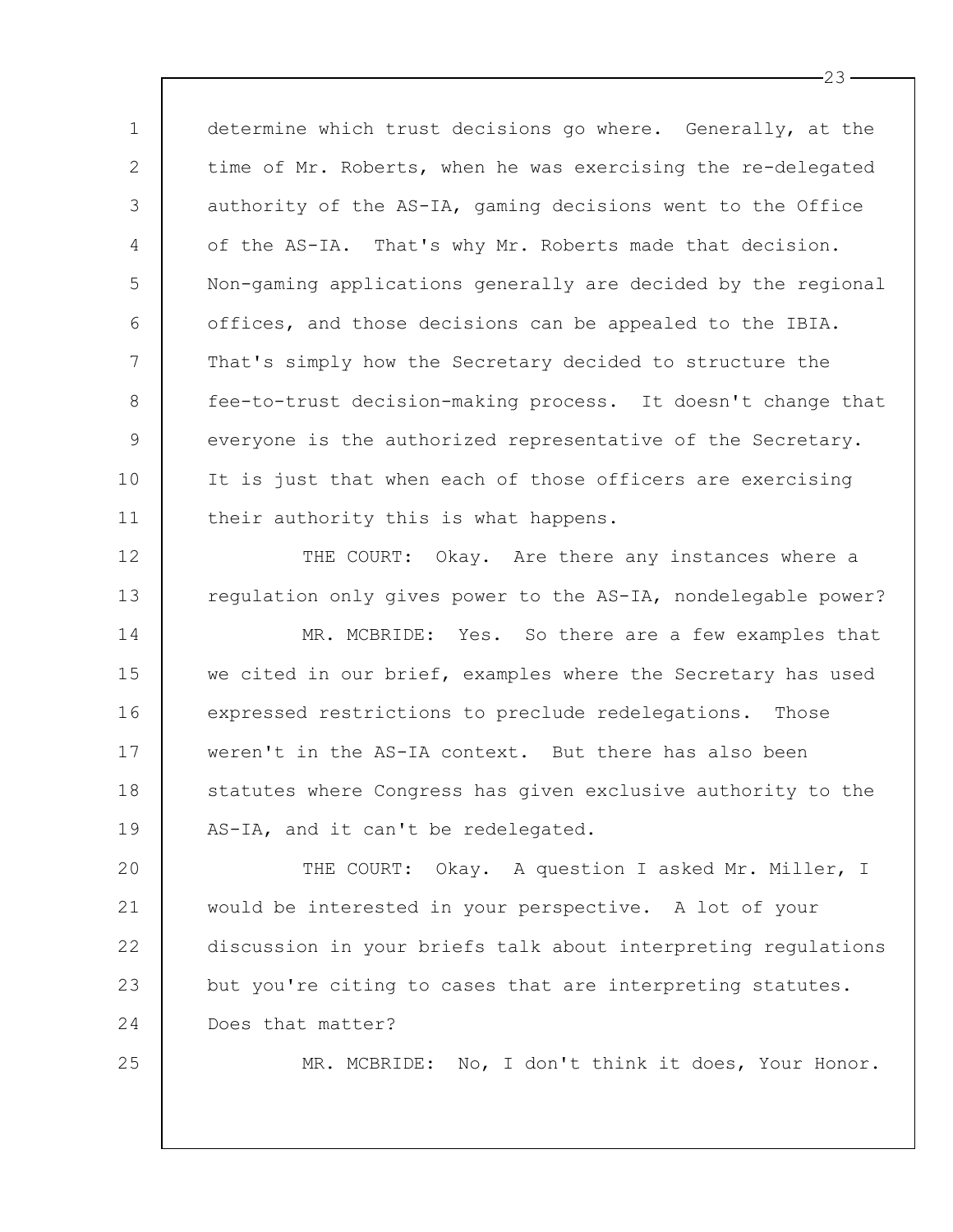determine which trust decisions go where. Generally, at the time of Mr. Roberts, when he was exercising the re-delegated authority of the AS-IA, gaming decisions went to the Office of the AS-IA. That's why Mr. Roberts made that decision. Non-gaming applications generally are decided by the regional offices, and those decisions can be appealed to the IBIA. That's simply how the Secretary decided to structure the fee-to-trust decision-making process. It doesn't change that everyone is the authorized representative of the Secretary. It is just that when each of those officers are exercising their authority this is what happens.

THE COURT: Okay. Are there any instances where a regulation only gives power to the AS-IA, nondelegable power?

MR. MCBRIDE: Yes. So there are a few examples that we cited in our brief, examples where the Secretary has used expressed restrictions to preclude redelegations. Those weren't in the AS-IA context. But there has also been statutes where Congress has given exclusive authority to the AS-IA, and it can't be redelegated.

THE COURT: Okay. A question I asked Mr. Miller, I would be interested in your perspective. A lot of your discussion in your briefs talk about interpreting regulations but you're citing to cases that are interpreting statutes. Does that matter?

MR. MCBRIDE: No, I don't think it does, Your Honor.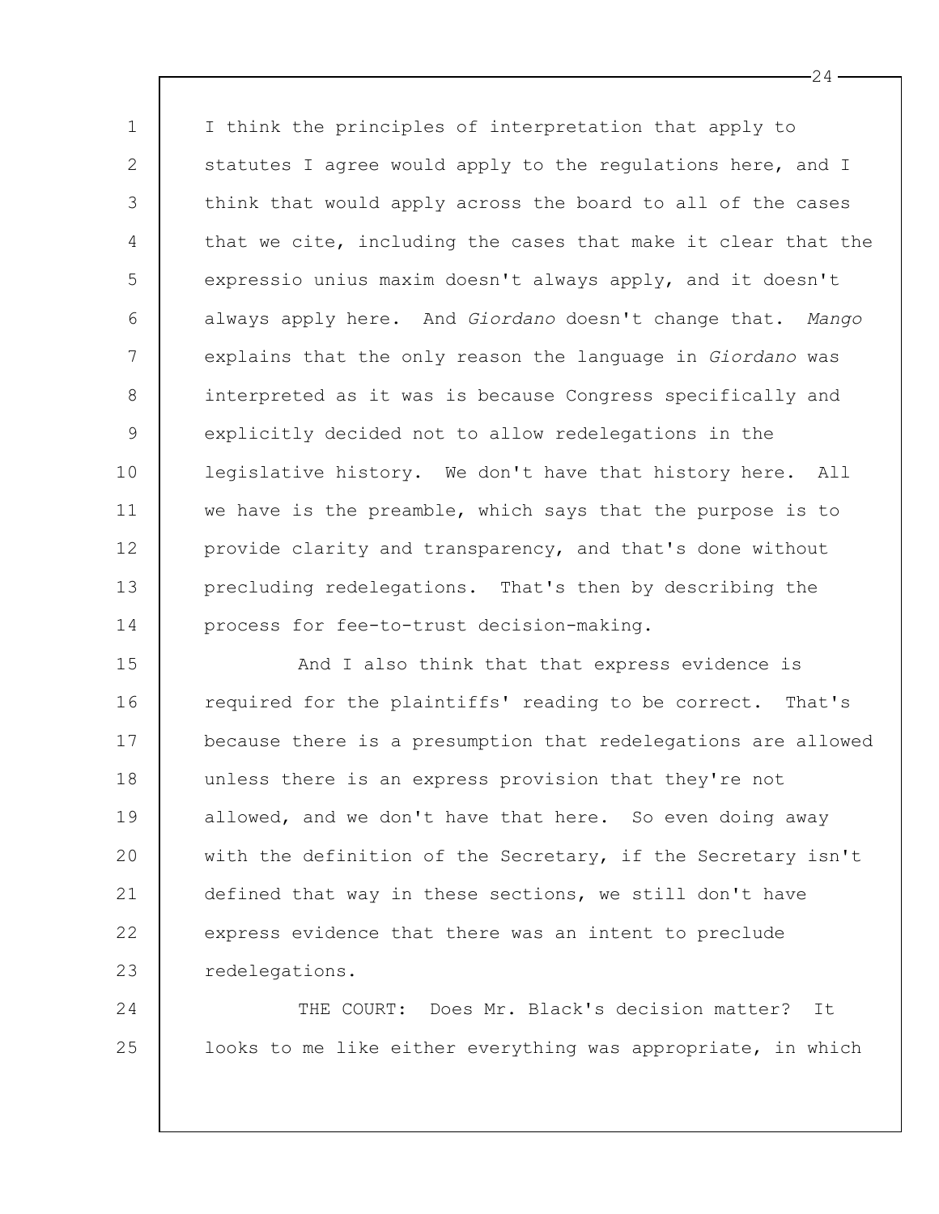I think the principles of interpretation that apply to statutes I agree would apply to the regulations here, and I think that would apply across the board to all of the cases that we cite, including the cases that make it clear that the expressio unius maxim doesn't always apply, and it doesn't always apply here. And *Giordano* doesn't change that. *Mango* explains that the only reason the language in *Giordano* was interpreted as it was is because Congress specifically and explicitly decided not to allow redelegations in the legislative history. We don't have that history here. All we have is the preamble, which says that the purpose is to provide clarity and transparency, and that's done without precluding redelegations. That's then by describing the process for fee-to-trust decision-making.

And I also think that that express evidence is required for the plaintiffs' reading to be correct. That's because there is a presumption that redelegations are allowed unless there is an express provision that they're not allowed, and we don't have that here. So even doing away with the definition of the Secretary, if the Secretary isn't defined that way in these sections, we still don't have express evidence that there was an intent to preclude redelegations.

THE COURT: Does Mr. Black's decision matter? It looks to me like either everything was appropriate, in which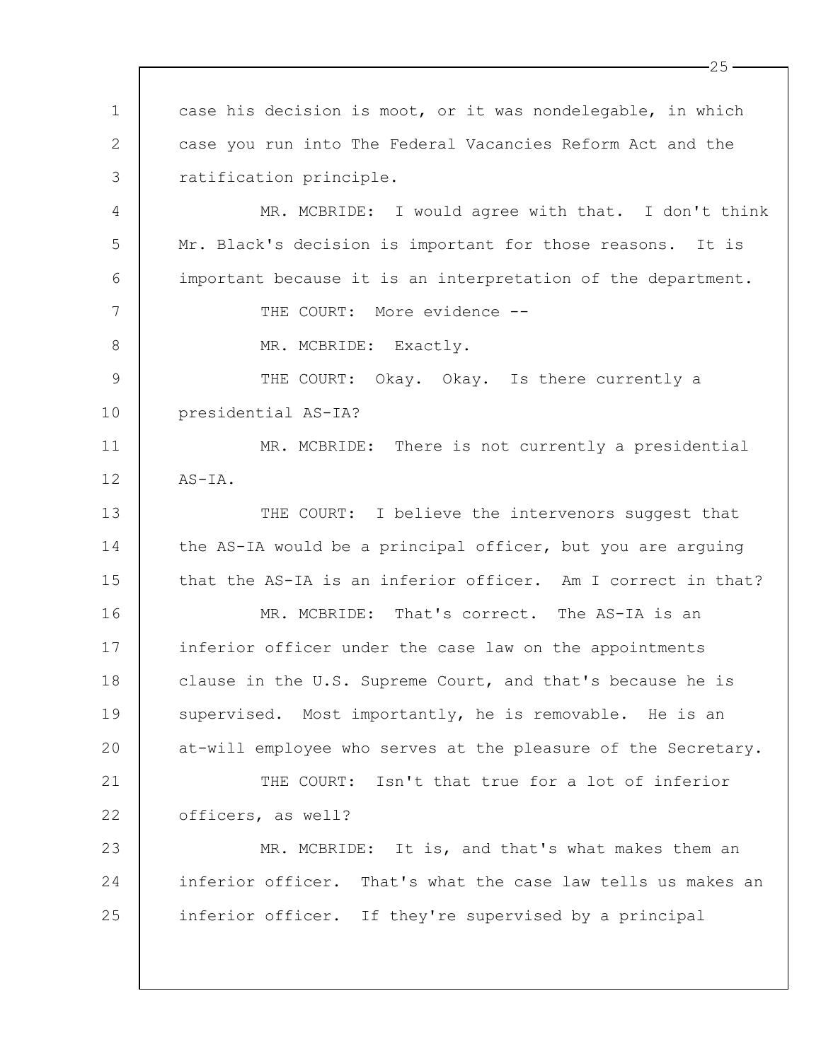case his decision is moot, or it was nondelegable, in which case you run into The Federal Vacancies Reform Act and the ratification principle.

MR. MCBRIDE: I would agree with that. I don't think Mr. Black's decision is important for those reasons. It is important because it is an interpretation of the department.

THE COURT: More evidence --

MR. MCBRIDE: Exactly.

THE COURT: Okay. Okay. Is there currently a presidential AS-IA?

MR. MCBRIDE: There is not currently a presidential AS-IA.

THE COURT: I believe the intervenors suggest that the AS-IA would be a principal officer, but you are arguing that the AS-IA is an inferior officer. Am I correct in that?

MR. MCBRIDE: That's correct. The AS-IA is an inferior officer under the case law on the appointments clause in the U.S. Supreme Court, and that's because he is supervised. Most importantly, he is removable. He is an at-will employee who serves at the pleasure of the Secretary.

THE COURT: Isn't that true for a lot of inferior officers, as well?

MR. MCBRIDE: It is, and that's what makes them an inferior officer. That's what the case law tells us makes an inferior officer. If they're supervised by a principal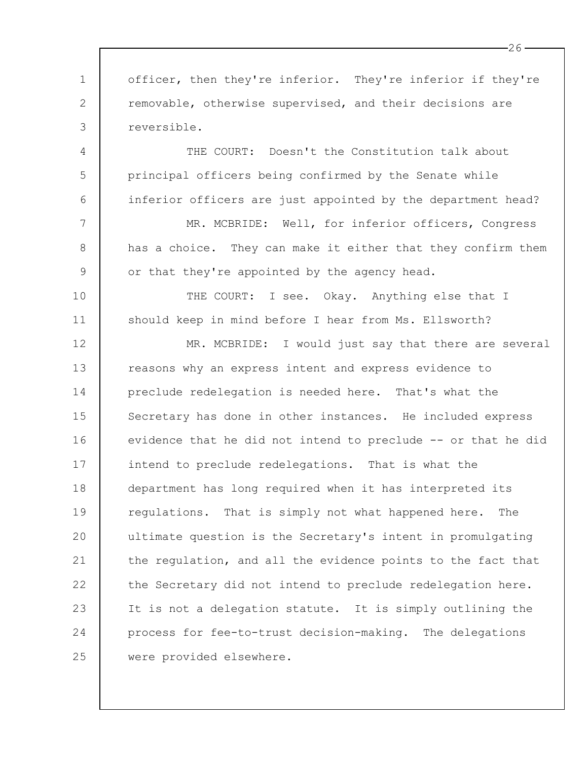officer, then they're inferior. They're inferior if they're removable, otherwise supervised, and their decisions are reversible.

THE COURT: Doesn't the Constitution talk about principal officers being confirmed by the Senate while inferior officers are just appointed by the department head?

MR. MCBRIDE: Well, for inferior officers, Congress has a choice. They can make it either that they confirm them or that they're appointed by the agency head.

THE COURT: I see. Okay. Anything else that I should keep in mind before I hear from Ms. Ellsworth?

MR. MCBRIDE: I would just say that there are several reasons why an express intent and express evidence to preclude redelegation is needed here. That's what the Secretary has done in other instances. He included express evidence that he did not intend to preclude -- or that he did intend to preclude redelegations. That is what the department has long required when it has interpreted its regulations. That is simply not what happened here. The ultimate question is the Secretary's intent in promulgating the regulation, and all the evidence points to the fact that the Secretary did not intend to preclude redelegation here. It is not a delegation statute. It is simply outlining the process for fee-to-trust decision-making. The delegations were provided elsewhere.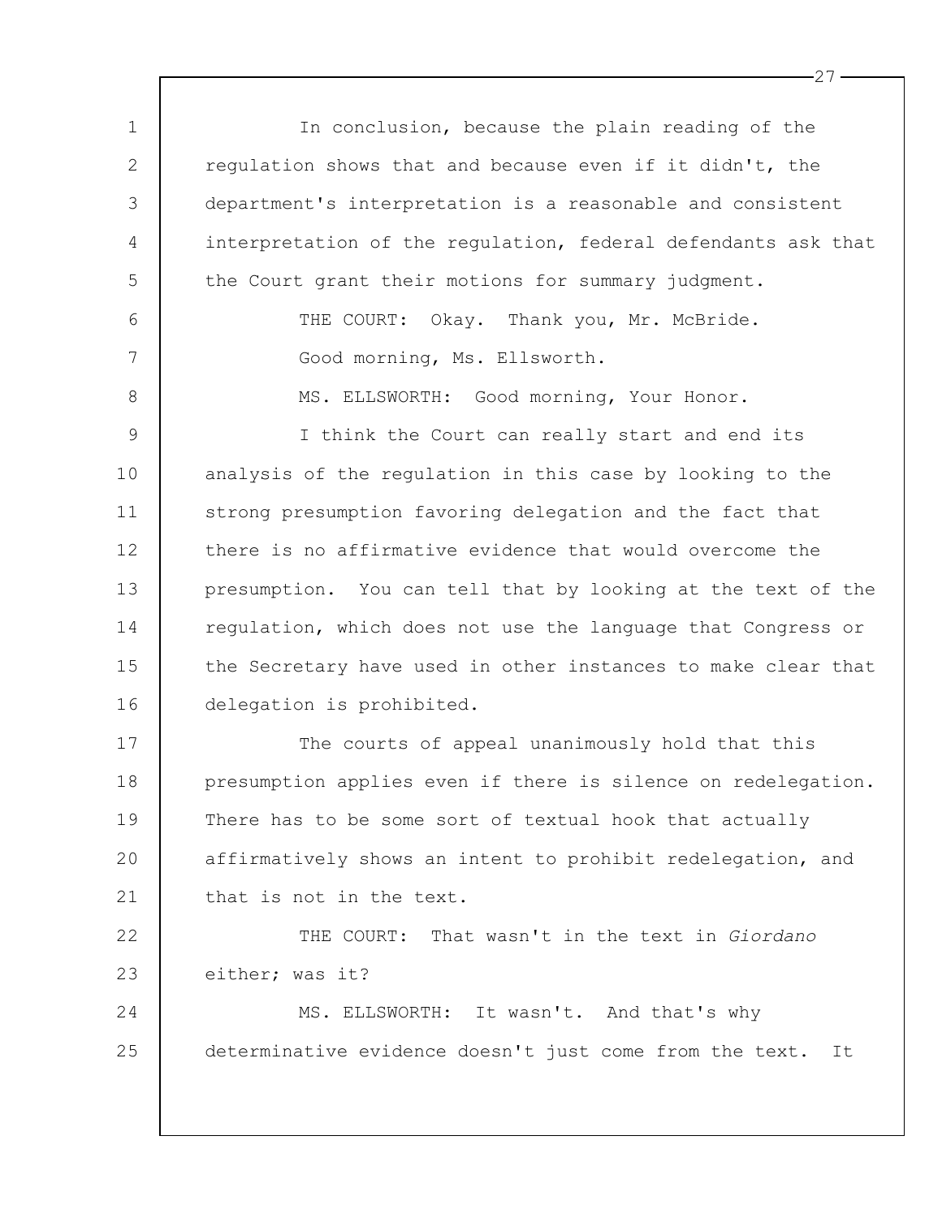In conclusion, because the plain reading of the regulation shows that and because even if it didn't, the department's interpretation is a reasonable and consistent interpretation of the regulation, federal defendants ask that the Court grant their motions for summary judgment.

THE COURT: Okay. Thank you, Mr. McBride.

Good morning, Ms. Ellsworth.

MS. ELLSWORTH: Good morning, Your Honor.

I think the Court can really start and end its analysis of the regulation in this case by looking to the strong presumption favoring delegation and the fact that there is no affirmative evidence that would overcome the presumption. You can tell that by looking at the text of the regulation, which does not use the language that Congress or the Secretary have used in other instances to make clear that delegation is prohibited.

The courts of appeal unanimously hold that this presumption applies even if there is silence on redelegation. There has to be some sort of textual hook that actually affirmatively shows an intent to prohibit redelegation, and that is not in the text.

THE COURT: That wasn't in the text in *Giordano* either; was it?

MS. ELLSWORTH: It wasn't. And that's why determinative evidence doesn't just come from the text. It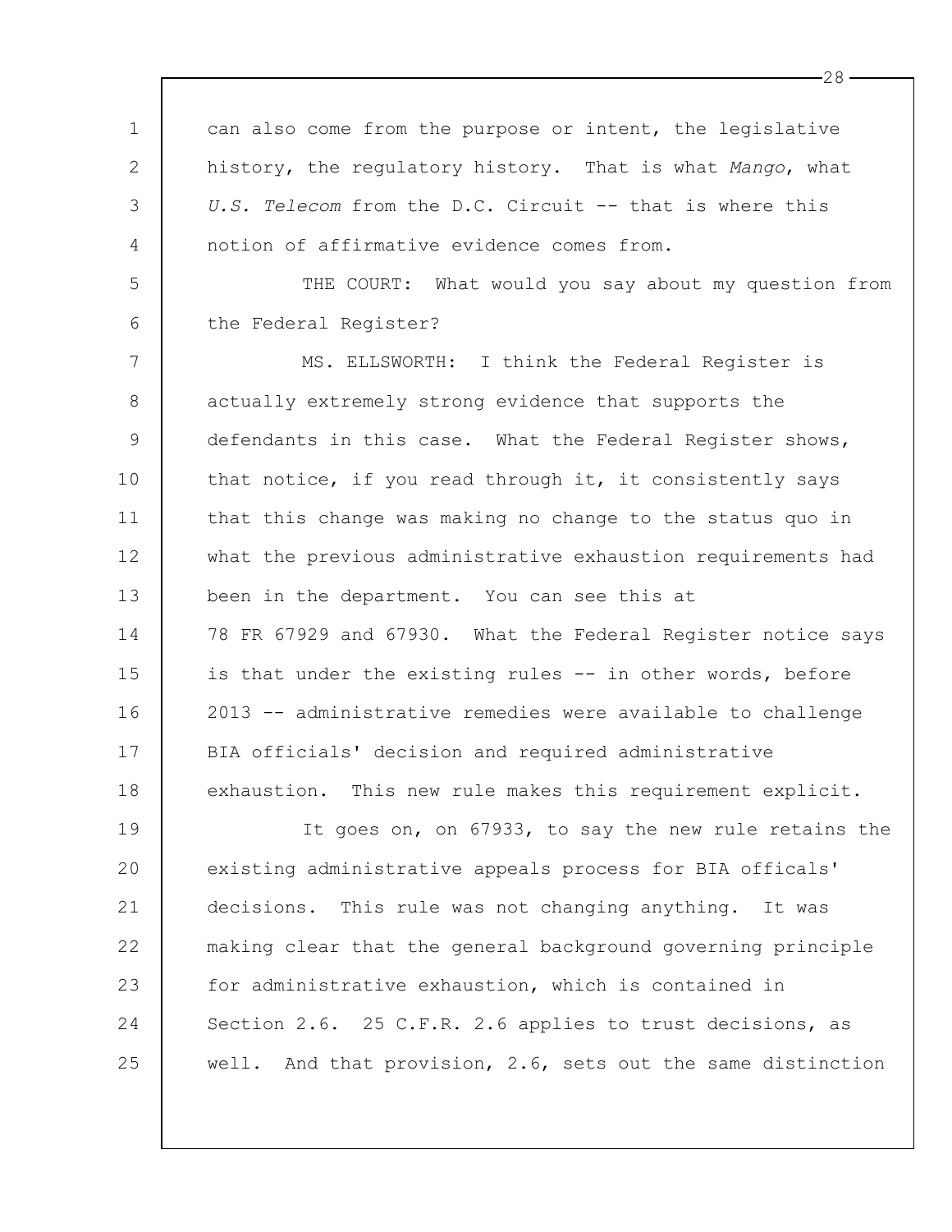can also come from the purpose or intent, the legislative history, the regulatory history. That is what *Mango*, what *U.S. Telecom* from the D.C. Circuit -- that is where this notion of affirmative evidence comes from.

THE COURT: What would you say about my question from the Federal Register?

MS. ELLSWORTH: I think the Federal Register is actually extremely strong evidence that supports the defendants in this case. What the Federal Register shows, that notice, if you read through it, it consistently says that this change was making no change to the status quo in what the previous administrative exhaustion requirements had been in the department. You can see this at 78 FR 67929 and 67930. What the Federal Register notice says is that under the existing rules -- in other words, before 2013 -- administrative remedies were available to challenge BIA officials' decision and required administrative exhaustion. This new rule makes this requirement explicit.

It goes on, on 67933, to say the new rule retains the existing administrative appeals process for BIA officals' decisions. This rule was not changing anything. It was making clear that the general background governing principle for administrative exhaustion, which is contained in Section 2.6. 25 C.F.R. 2.6 applies to trust decisions, as well. And that provision, 2.6, sets out the same distinction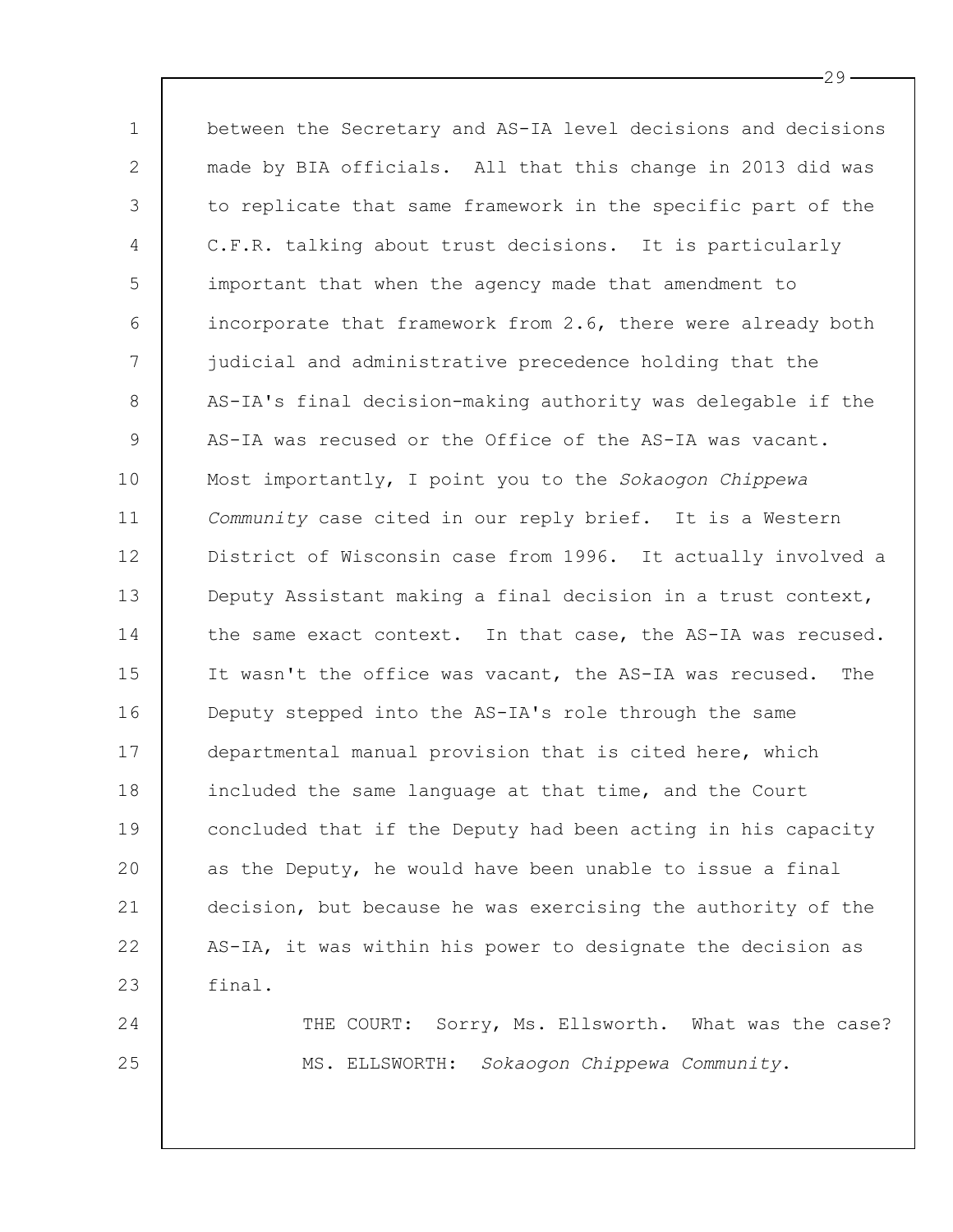between the Secretary and AS-IA level decisions and decisions made by BIA officials. All that this change in 2013 did was to replicate that same framework in the specific part of the C.F.R. talking about trust decisions. It is particularly important that when the agency made that amendment to incorporate that framework from 2.6, there were already both judicial and administrative precedence holding that the AS-IA's final decision-making authority was delegable if the AS-IA was recused or the Office of the AS-IA was vacant. Most importantly, I point you to the *Sokaogon Chippewa Community* case cited in our reply brief. It is a Western District of Wisconsin case from 1996. It actually involved a Deputy Assistant making a final decision in a trust context, the same exact context. In that case, the AS-IA was recused. It wasn't the office was vacant, the AS-IA was recused. The Deputy stepped into the AS-IA's role through the same departmental manual provision that is cited here, which included the same language at that time, and the Court concluded that if the Deputy had been acting in his capacity as the Deputy, he would have been unable to issue a final decision, but because he was exercising the authority of the AS-IA, it was within his power to designate the decision as final.

THE COURT: Sorry, Ms. Ellsworth. What was the case?

MS. ELLSWORTH: *Sokaogon Chippewa Community*.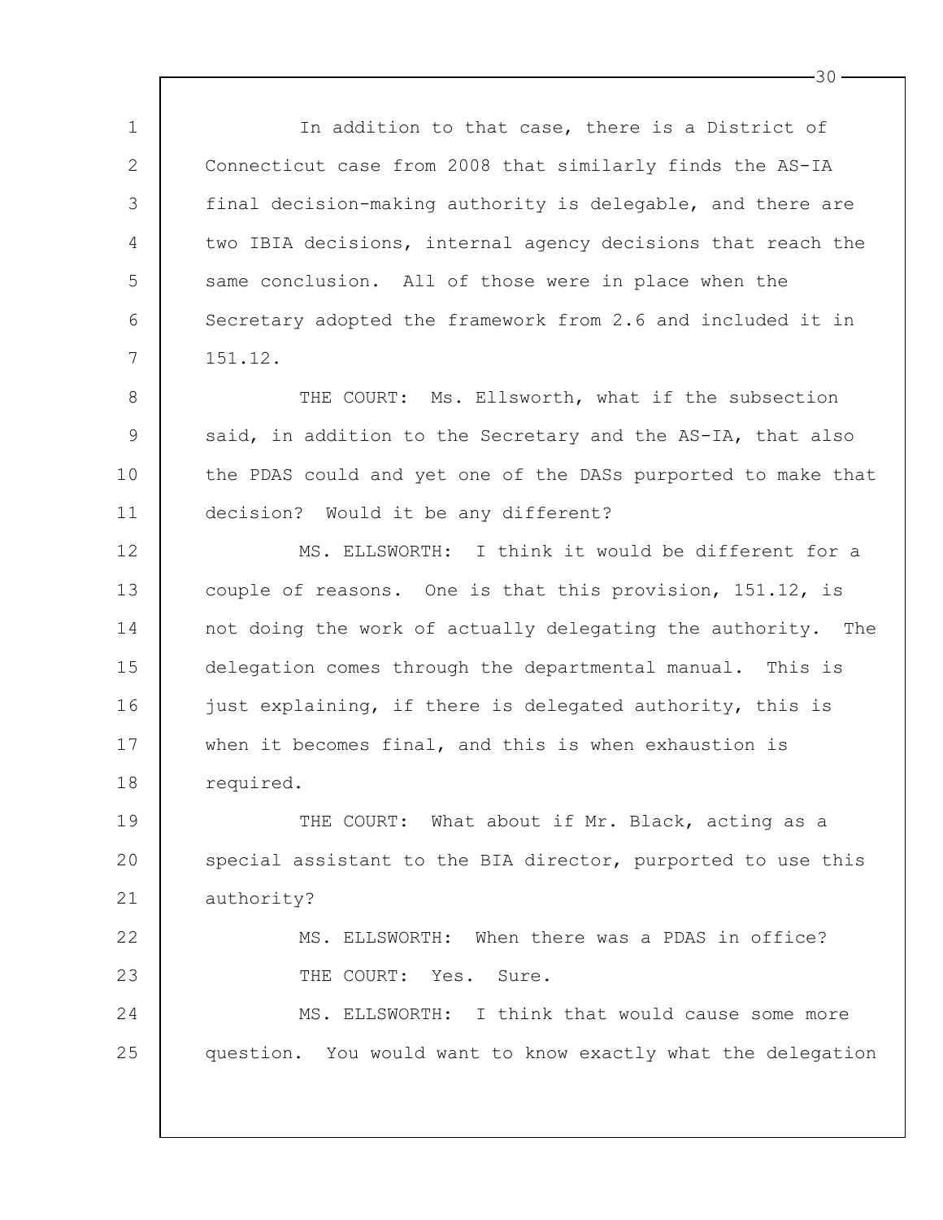In addition to that case, there is a District of Connecticut case from 2008 that similarly finds the AS-IA final decision-making authority is delegable, and there are two IBIA decisions, internal agency decisions that reach the same conclusion. All of those were in place when the Secretary adopted the framework from 2.6 and included it in 151.12.

THE COURT: Ms. Ellsworth, what if the subsection said, in addition to the Secretary and the AS-IA, that also the PDAS could and yet one of the DASs purported to make that decision? Would it be any different?

MS. ELLSWORTH: I think it would be different for a couple of reasons. One is that this provision, 151.12, is not doing the work of actually delegating the authority. The delegation comes through the departmental manual. This is just explaining, if there is delegated authority, this is when it becomes final, and this is when exhaustion is required.

THE COURT: What about if Mr. Black, acting as a special assistant to the BIA director, purported to use this authority?

MS. ELLSWORTH: When there was a PDAS in office?

THE COURT: Yes. Sure.

MS. ELLSWORTH: I think that would cause some more question. You would want to know exactly what the delegation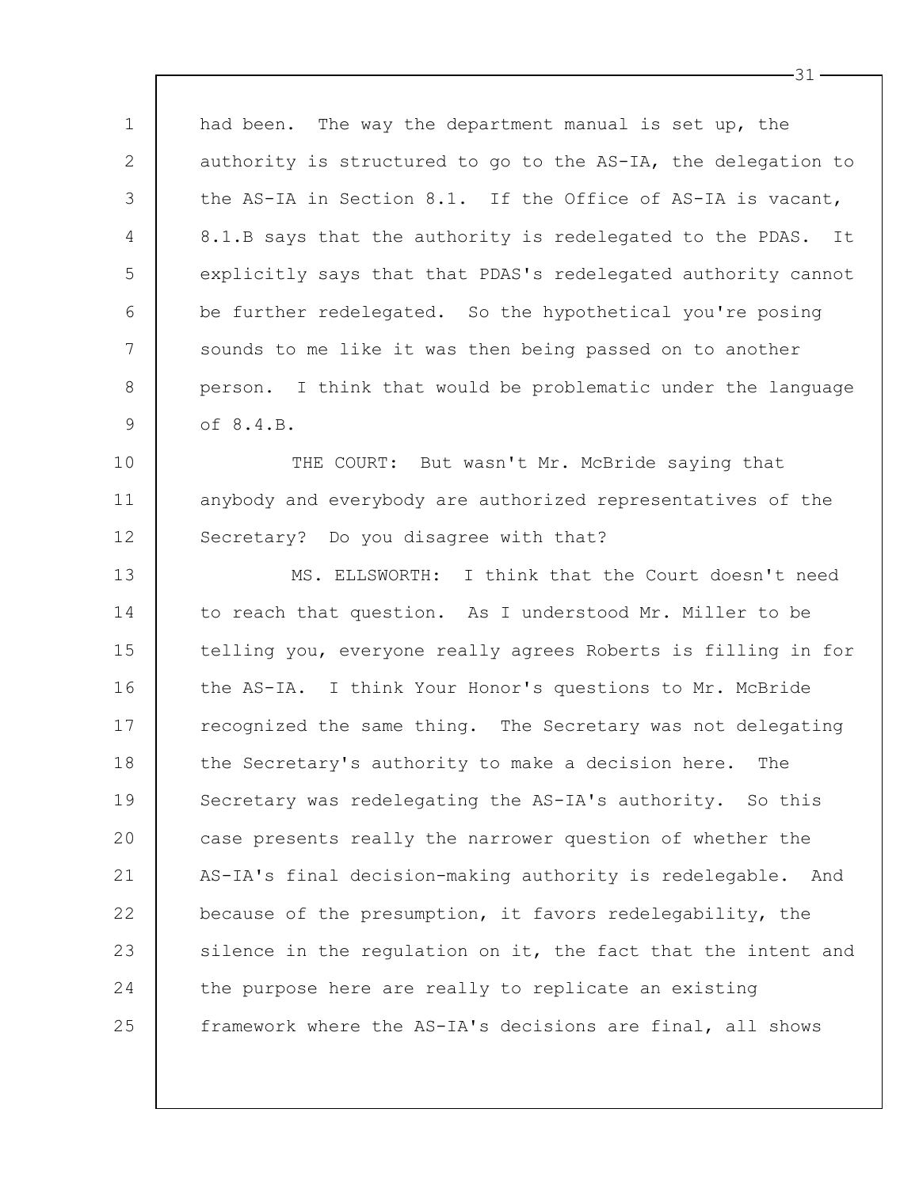had been. The way the department manual is set up, the authority is structured to go to the AS-IA, the delegation to the AS-IA in Section 8.1. If the Office of AS-IA is vacant, 8.1.B says that the authority is redelegated to the PDAS. It explicitly says that that PDAS's redelegated authority cannot be further redelegated. So the hypothetical you're posing sounds to me like it was then being passed on to another person. I think that would be problematic under the language of 8.4.B.

THE COURT: But wasn't Mr. McBride saying that anybody and everybody are authorized representatives of the Secretary? Do you disagree with that?

MS. ELLSWORTH: I think that the Court doesn't need to reach that question. As I understood Mr. Miller to be telling you, everyone really agrees Roberts is filling in for the AS-IA. I think Your Honor's questions to Mr. McBride recognized the same thing. The Secretary was not delegating the Secretary's authority to make a decision here. The Secretary was redelegating the AS-IA's authority. So this case presents really the narrower question of whether the AS-IA's final decision-making authority is redelegable. And because of the presumption, it favors redelegability, the silence in the regulation on it, the fact that the intent and the purpose here are really to replicate an existing framework where the AS-IA's decisions are final, all shows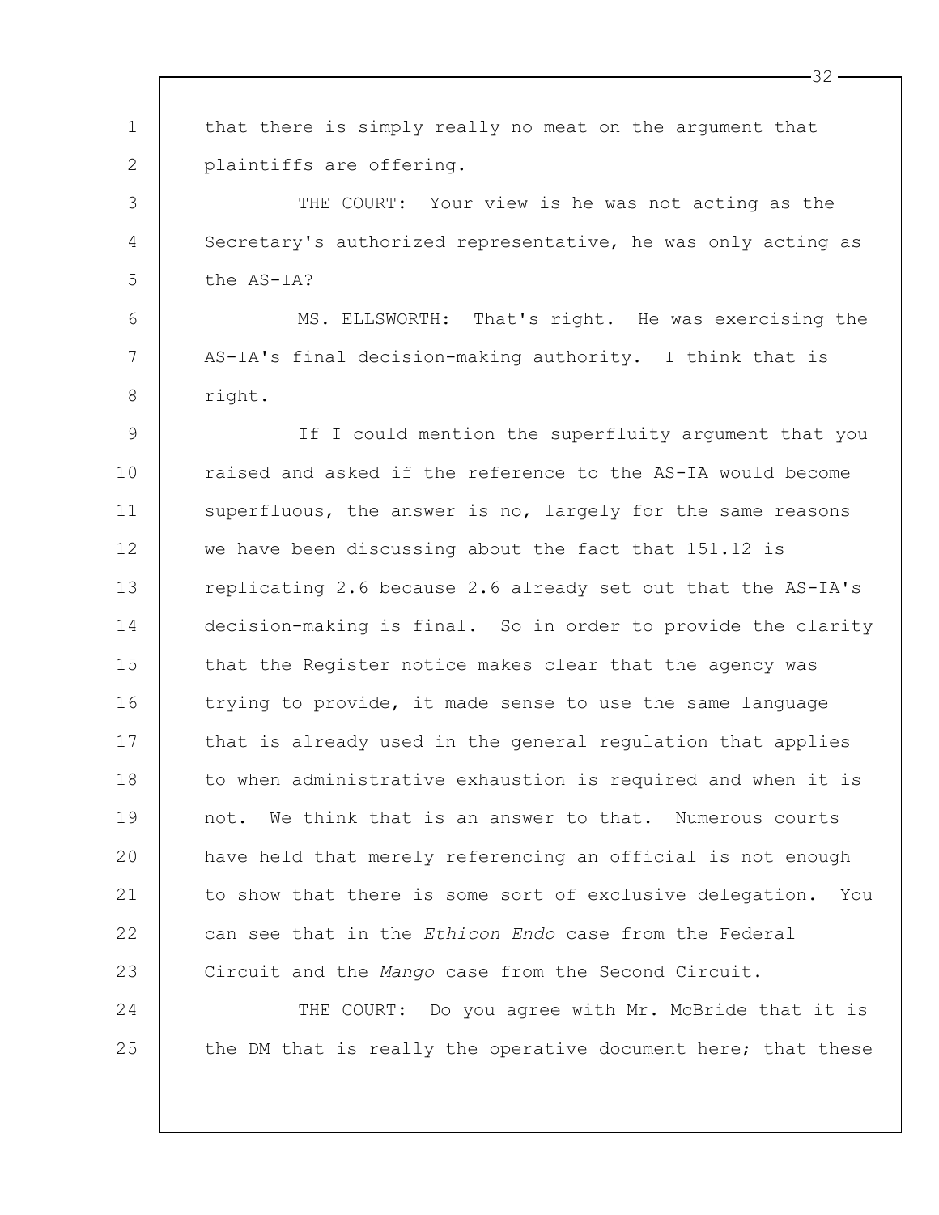that there is simply really no meat on the argument that plaintiffs are offering.

THE COURT: Your view is he was not acting as the Secretary's authorized representative, he was only acting as the AS-IA?

MS. ELLSWORTH: That's right. He was exercising the AS-IA's final decision-making authority. I think that is right.

If I could mention the superfluity argument that you raised and asked if the reference to the AS-IA would become superfluous, the answer is no, largely for the same reasons we have been discussing about the fact that 151.12 is replicating 2.6 because 2.6 already set out that the AS-IA's decision-making is final. So in order to provide the clarity that the Register notice makes clear that the agency was trying to provide, it made sense to use the same language that is already used in the general regulation that applies to when administrative exhaustion is required and when it is not. We think that is an answer to that. Numerous courts have held that merely referencing an official is not enough to show that there is some sort of exclusive delegation. You can see that in the *Ethicon Endo* case from the Federal Circuit and the *Mango* case from the Second Circuit.

THE COURT: Do you agree with Mr. McBride that it is the DM that is really the operative document here; that these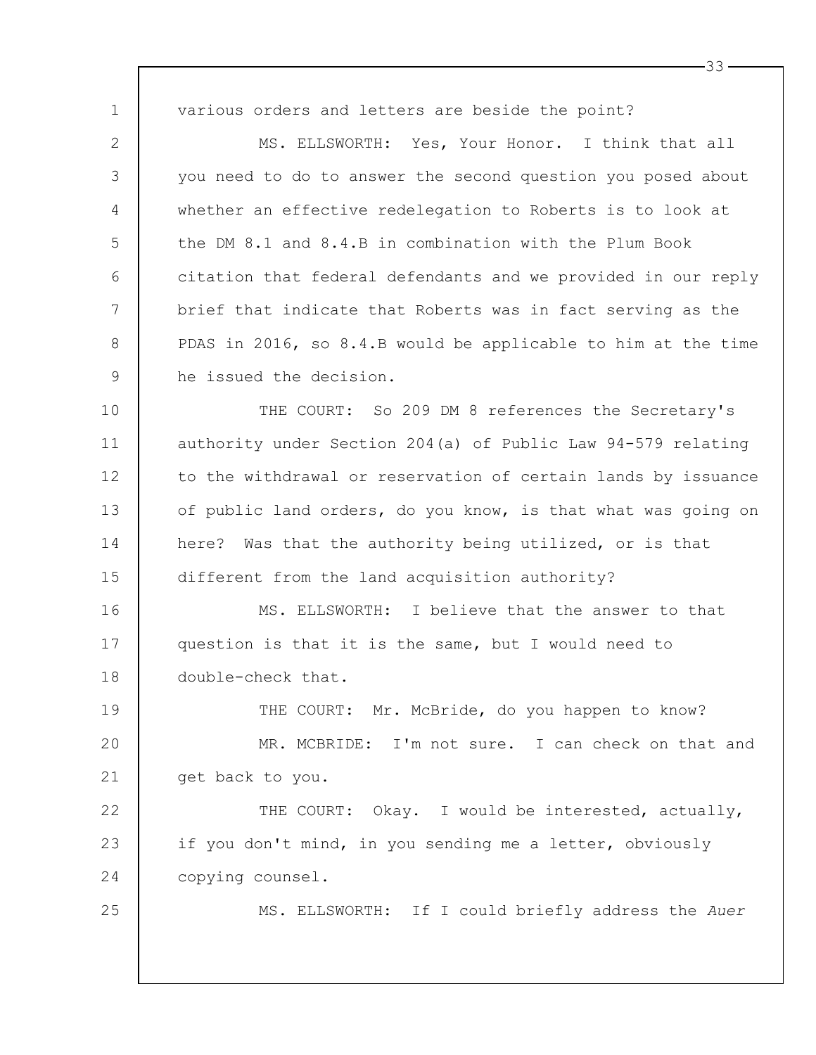various orders and letters are beside the point?

MS. ELLSWORTH: Yes, Your Honor. I think that all you need to do to answer the second question you posed about whether an effective redelegation to Roberts is to look at the DM 8.1 and 8.4.B in combination with the Plum Book citation that federal defendants and we provided in our reply brief that indicate that Roberts was in fact serving as the PDAS in 2016, so 8.4.B would be applicable to him at the time he issued the decision.

THE COURT: So 209 DM 8 references the Secretary's authority under Section 204(a) of Public Law 94-579 relating to the withdrawal or reservation of certain lands by issuance of public land orders, do you know, is that what was going on here? Was that the authority being utilized, or is that different from the land acquisition authority?

MS. ELLSWORTH: I believe that the answer to that question is that it is the same, but I would need to double-check that.

THE COURT: Mr. McBride, do you happen to know?

MR. MCBRIDE: I'm not sure. I can check on that and get back to you.

THE COURT: Okay. I would be interested, actually, if you don't mind, in you sending me a letter, obviously copying counsel.

MS. ELLSWORTH: If I could briefly address the *Auer*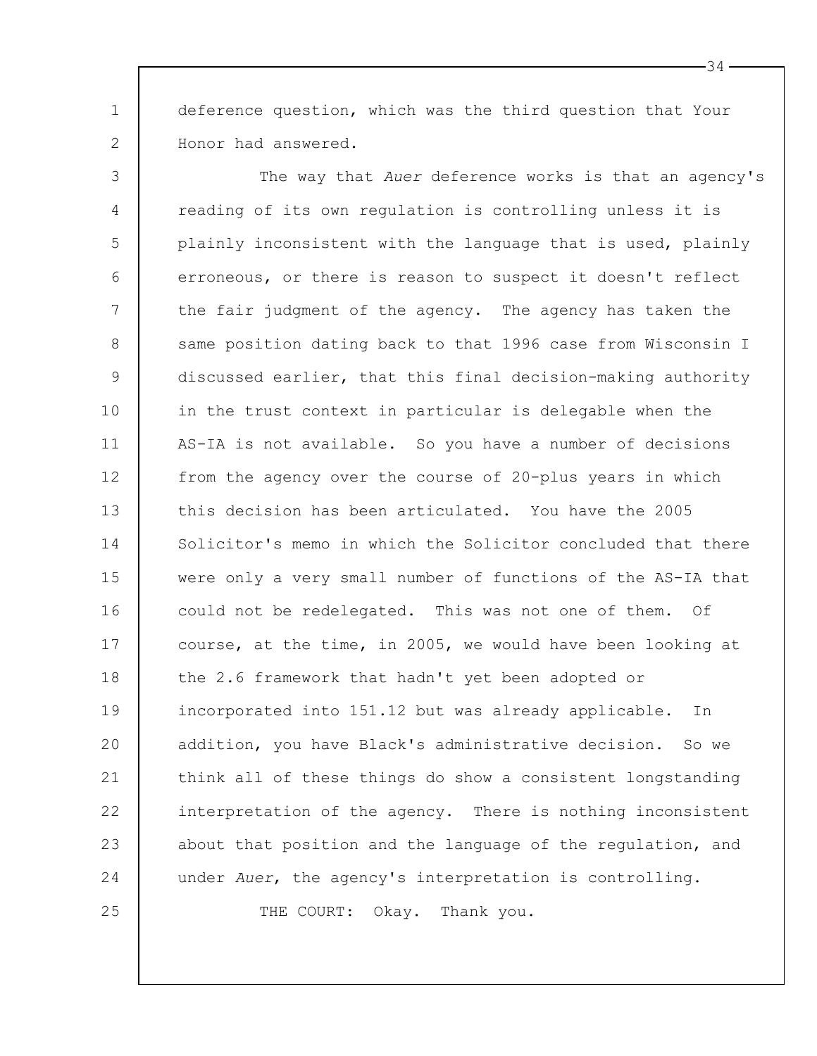deference question, which was the third question that Your Honor had answered.

The way that *Auer* deference works is that an agency's reading of its own regulation is controlling unless it is plainly inconsistent with the language that is used, plainly erroneous, or there is reason to suspect it doesn't reflect the fair judgment of the agency. The agency has taken the same position dating back to that 1996 case from Wisconsin I discussed earlier, that this final decision-making authority in the trust context in particular is delegable when the AS-IA is not available. So you have a number of decisions from the agency over the course of 20-plus years in which this decision has been articulated. You have the 2005 Solicitor's memo in which the Solicitor concluded that there were only a very small number of functions of the AS-IA that could not be redelegated. This was not one of them. Of course, at the time, in 2005, we would have been looking at the 2.6 framework that hadn't yet been adopted or incorporated into 151.12 but was already applicable. In addition, you have Black's administrative decision. So we think all of these things do show a consistent longstanding interpretation of the agency. There is nothing inconsistent about that position and the language of the regulation, and under *Auer*, the agency's interpretation is controlling.

THE COURT: Okay. Thank you.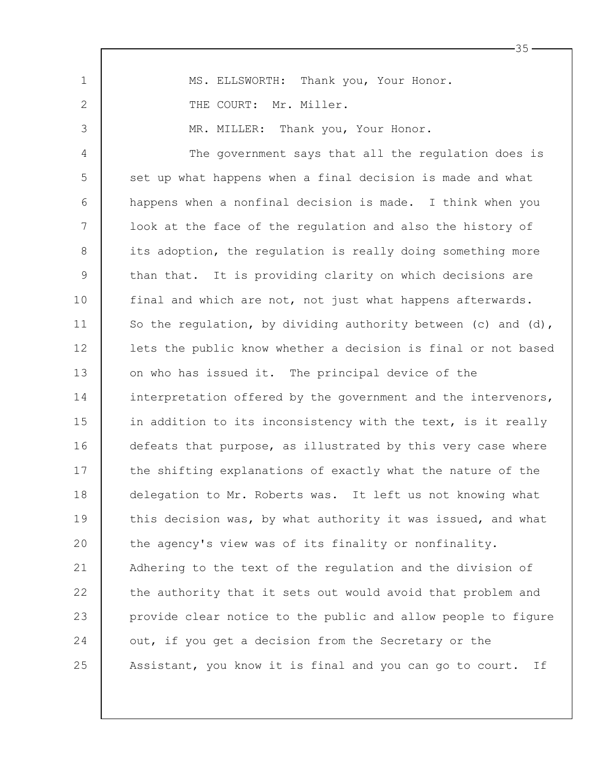MS. ELLSWORTH: Thank you, Your Honor.

THE COURT: Mr. Miller.

MR. MILLER: Thank you, Your Honor.

The government says that all the regulation does is set up what happens when a final decision is made and what happens when a nonfinal decision is made. I think when you look at the face of the regulation and also the history of its adoption, the regulation is really doing something more than that. It is providing clarity on which decisions are final and which are not, not just what happens afterwards. So the regulation, by dividing authority between (c) and (d), lets the public know whether a decision is final or not based on who has issued it. The principal device of the interpretation offered by the government and the intervenors, in addition to its inconsistency with the text, is it really defeats that purpose, as illustrated by this very case where the shifting explanations of exactly what the nature of the delegation to Mr. Roberts was. It left us not knowing what this decision was, by what authority it was issued, and what the agency's view was of its finality or nonfinality. Adhering to the text of the regulation and the division of the authority that it sets out would avoid that problem and provide clear notice to the public and allow people to figure out, if you get a decision from the Secretary or the Assistant, you know it is final and you can go to court. If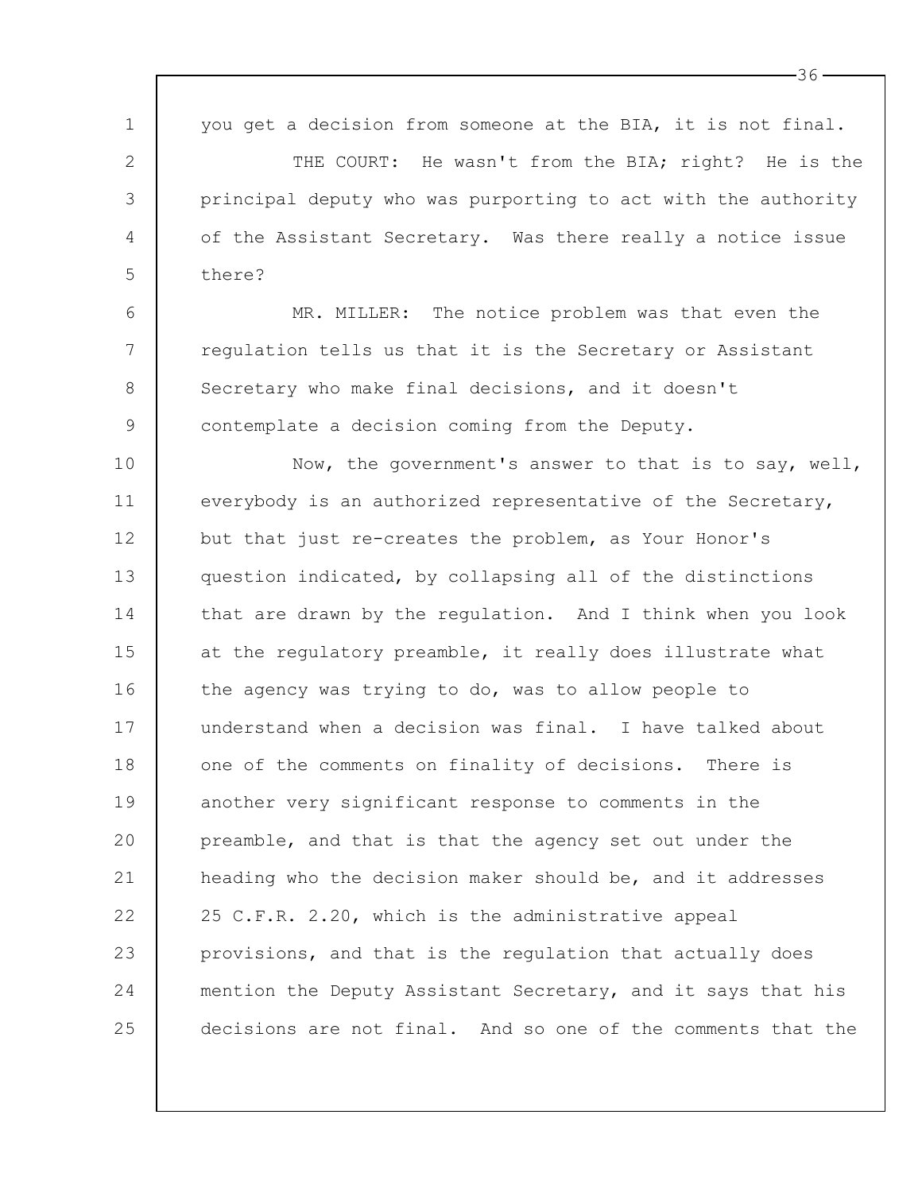you get a decision from someone at the BIA, it is not final.

THE COURT: He wasn't from the BIA; right? He is the principal deputy who was purporting to act with the authority of the Assistant Secretary. Was there really a notice issue there?

MR. MILLER: The notice problem was that even the regulation tells us that it is the Secretary or Assistant Secretary who make final decisions, and it doesn't contemplate a decision coming from the Deputy.

Now, the government's answer to that is to say, well, everybody is an authorized representative of the Secretary, but that just re-creates the problem, as Your Honor's question indicated, by collapsing all of the distinctions that are drawn by the regulation. And I think when you look at the regulatory preamble, it really does illustrate what the agency was trying to do, was to allow people to understand when a decision was final. I have talked about one of the comments on finality of decisions. There is another very significant response to comments in the preamble, and that is that the agency set out under the heading who the decision maker should be, and it addresses 25 C.F.R. 2.20, which is the administrative appeal provisions, and that is the regulation that actually does mention the Deputy Assistant Secretary, and it says that his decisions are not final. And so one of the comments that the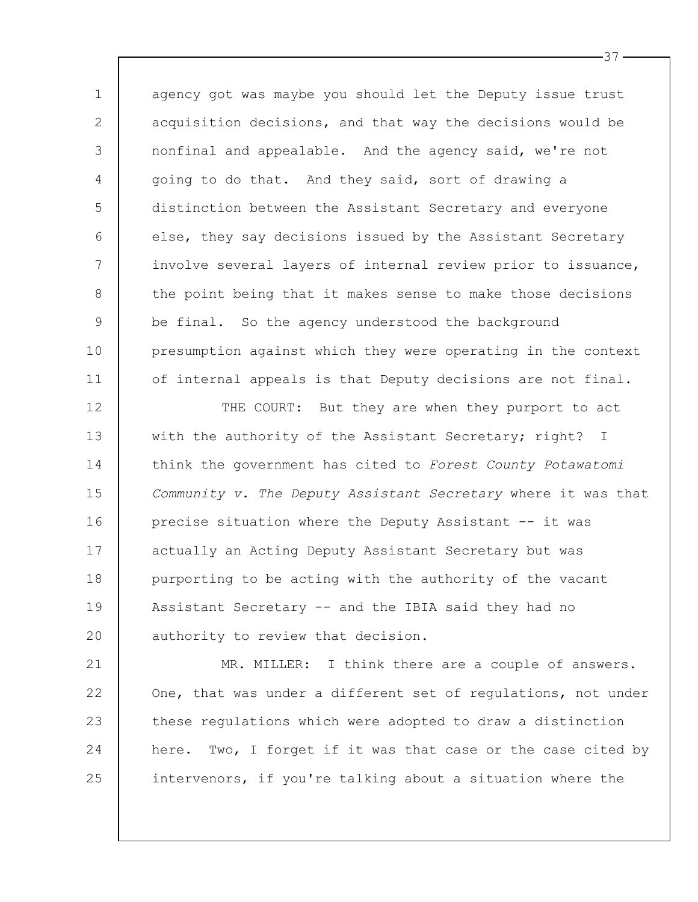agency got was maybe you should let the Deputy issue trust acquisition decisions, and that way the decisions would be nonfinal and appealable. And the agency said, we're not going to do that. And they said, sort of drawing a distinction between the Assistant Secretary and everyone else, they say decisions issued by the Assistant Secretary involve several layers of internal review prior to issuance, the point being that it makes sense to make those decisions be final. So the agency understood the background presumption against which they were operating in the context of internal appeals is that Deputy decisions are not final.

THE COURT: But they are when they purport to act with the authority of the Assistant Secretary; right? I think the government has cited to *Forest County Potawatomi Community v. The Deputy Assistant Secretary* where it was that precise situation where the Deputy Assistant -- it was actually an Acting Deputy Assistant Secretary but was purporting to be acting with the authority of the vacant Assistant Secretary -- and the IBIA said they had no authority to review that decision.

MR. MILLER: I think there are a couple of answers. One, that was under a different set of regulations, not under these regulations which were adopted to draw a distinction here. Two, I forget if it was that case or the case cited by intervenors, if you're talking about a situation where the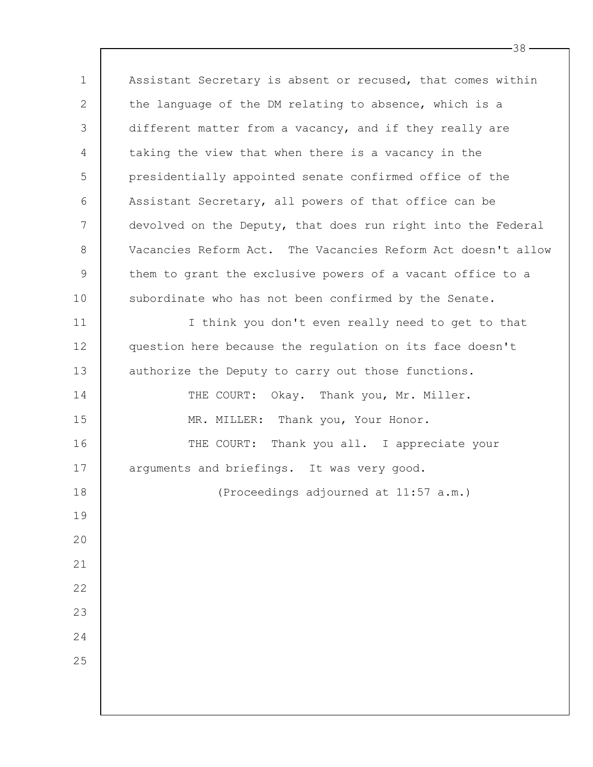Assistant Secretary is absent or recused, that comes within the language of the DM relating to absence, which is a different matter from a vacancy, and if they really are taking the view that when there is a vacancy in the presidentially appointed senate confirmed office of the Assistant Secretary, all powers of that office can be devolved on the Deputy, that does run right into the Federal Vacancies Reform Act. The Vacancies Reform Act doesn't allow them to grant the exclusive powers of a vacant office to a subordinate who has not been confirmed by the Senate.

I think you don't even really need to get to that question here because the regulation on its face doesn't authorize the Deputy to carry out those functions.

THE COURT: Okay. Thank you, Mr. Miller.

MR. MILLER: Thank you, Your Honor.

THE COURT: Thank you all. I appreciate your arguments and briefings. It was very good.

(Proceedings adjourned at 11:57 a.m.)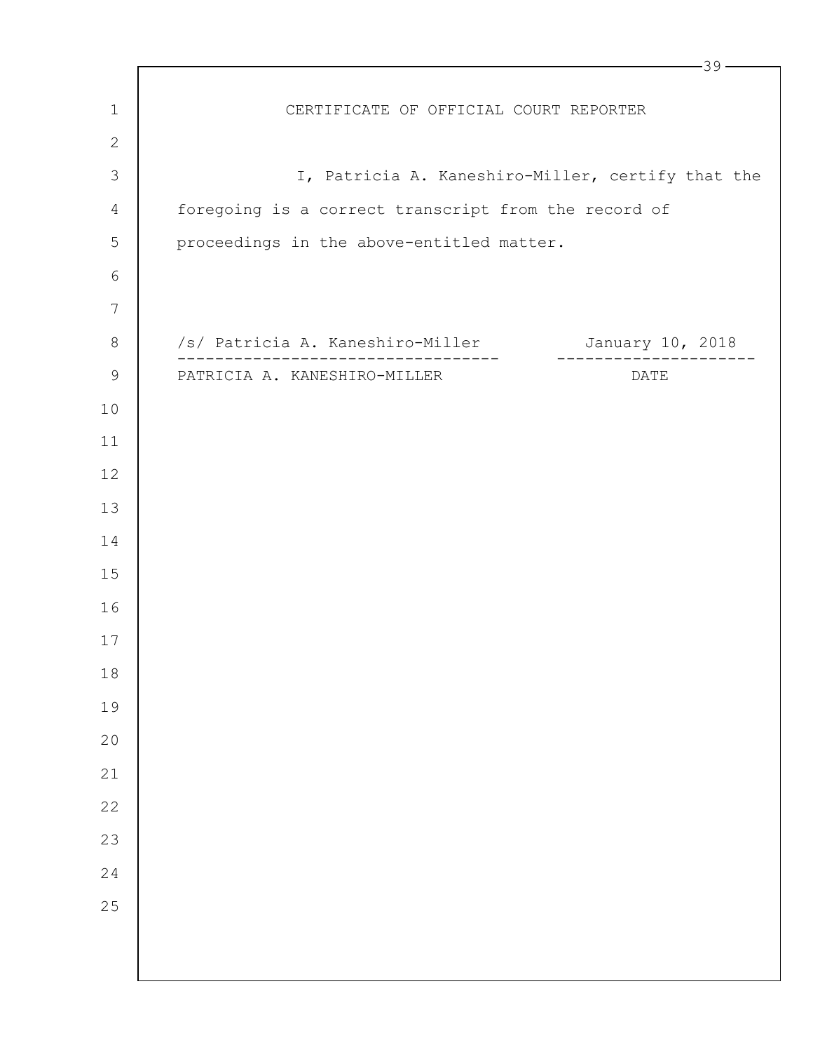# CERTIFICATE OF OFFICIAL COURT REPORTER

I, Patricia A. Kaneshiro-Miller, certify that the foregoing is a correct transcript from the record of proceedings in the above-entitled matter.

| | |
|---|---|
| /s/ Patricia A. Kaneshiro-Miller | January 10, 2018 |
| PATRICIA A. KANESHIRO-MILLER | DATE |